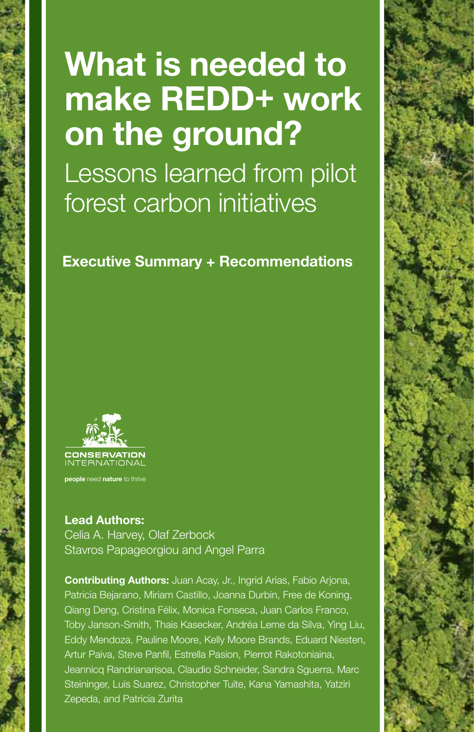# What is needed to make REDD+ work on the ground?

## Lessons learned from pilot forest carbon initiatives

**Executive Summary + Recommendations**

CONSERVATION INTERNATIONAL

**people** need **nature** to thrive

**Lead Authors:**
Celia A. Harvey, Olaf Zerbock
Stavros Papageorgiou and Angel Parra

**Contributing Authors:** Juan Acay, Jr., Ingrid Arias, Fabio Arjona, Patricia Bejarano, Miriam Castillo, Joanna Durbin, Free de Koning, Qiang Deng, Cristina Félix, Monica Fonseca, Juan Carlos Franco, Toby Janson-Smith, Thais Kasecker, Andréa Leme da Silva, Ying Liu, Eddy Mendoza, Pauline Moore, Kelly Moore Brands, Eduard Niesten, Artur Paiva, Steve Panfil, Estrella Pasion, Pierrot Rakotoniaina, Jeannicq Randrianarisoa, Claudio Schneider, Sandra Sguerra, Marc Steininger, Luis Suarez, Christopher Tuite, Kana Yamashita, Yatziri Zepeda, and Patricia Zurita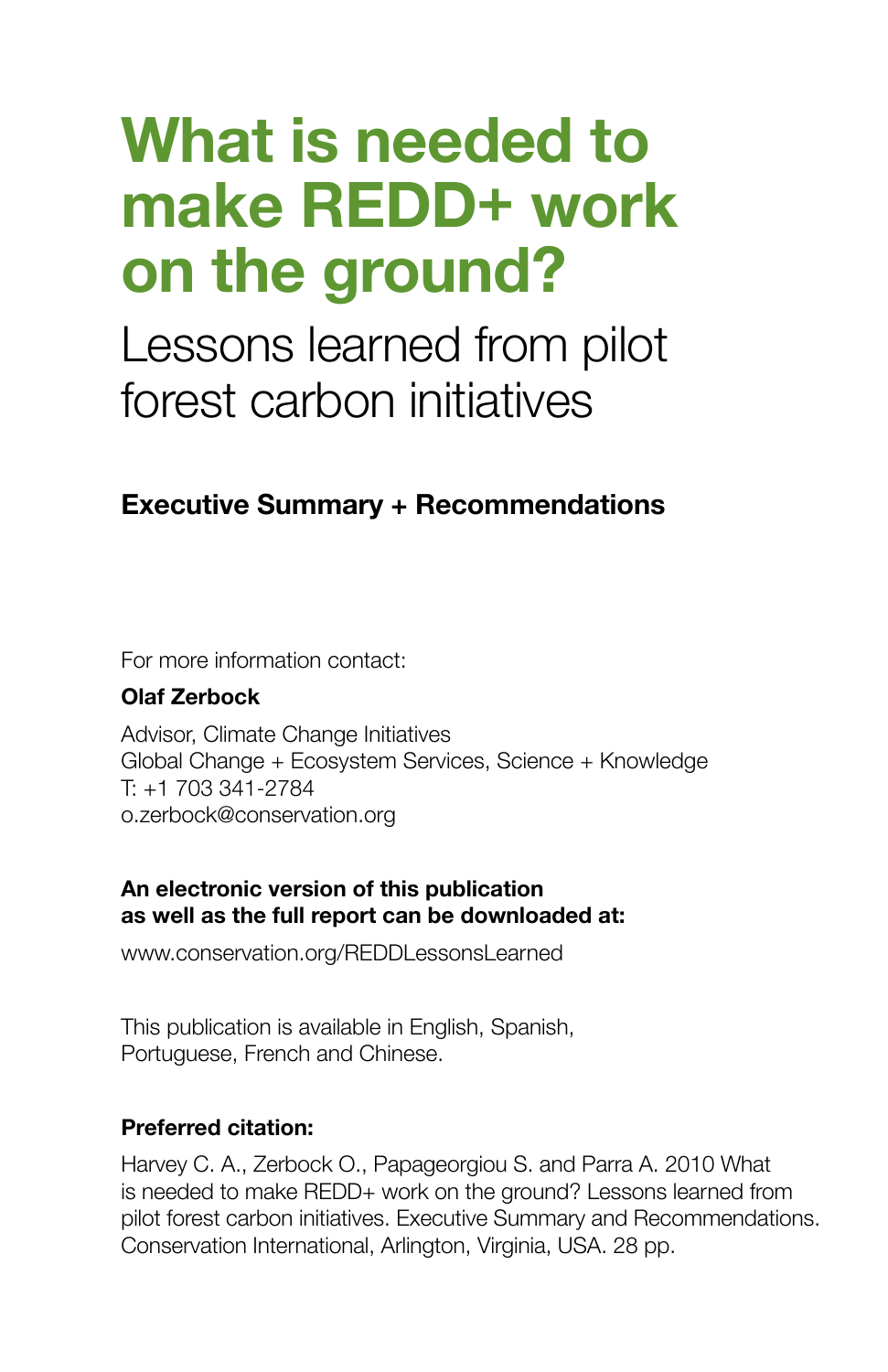# What is needed to make REDD+ work on the ground?

## Lessons learned from pilot forest carbon initiatives

### Executive Summary + Recommendations

For more information contact:

**Olaf Zerbock**

Advisor, Climate Change Initiatives
Global Change + Ecosystem Services, Science + Knowledge
T: +1 703 341-2784
o.zerbock@conservation.org

**An electronic version of this publication as well as the full report can be downloaded at:**

www.conservation.org/REDDLessonsLearned

This publication is available in English, Spanish, Portuguese, French and Chinese.

**Preferred citation:**

Harvey C. A., Zerbock O., Papageorgiou S. and Parra A. 2010 What is needed to make REDD+ work on the ground? Lessons learned from pilot forest carbon initiatives. Executive Summary and Recommendations. Conservation International, Arlington, Virginia, USA. 28 pp.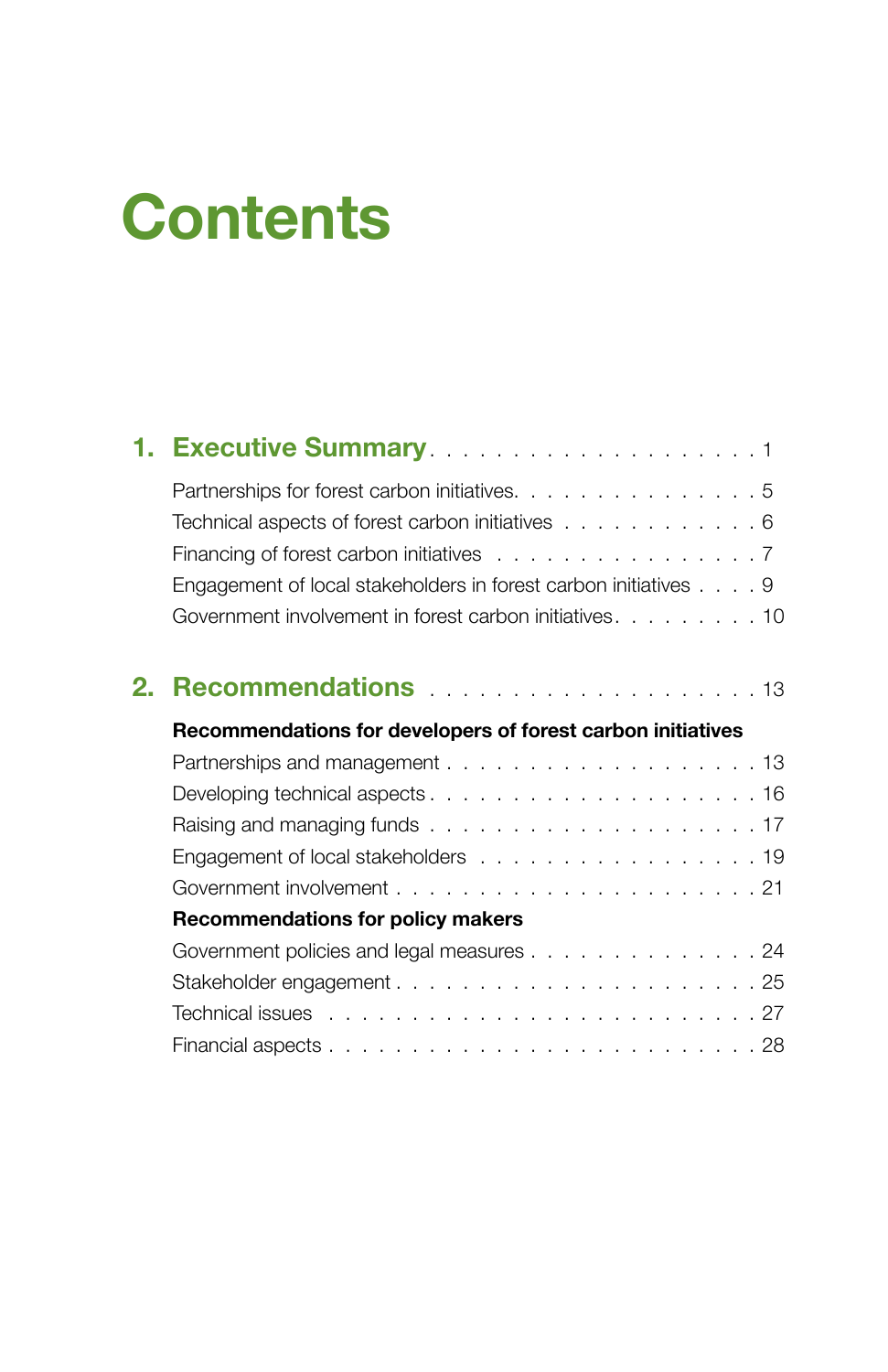# Contents

**1. Executive Summary** . . . . . . . . . . . . . . . . . . . . 1

Partnerships for forest carbon initiatives. . . . . . . . . . . . . . . 5
Technical aspects of forest carbon initiatives . . . . . . . . . . . . 6
Financing of forest carbon initiatives . . . . . . . . . . . . . . . . 7
Engagement of local stakeholders in forest carbon initiatives . . . . 9
Government involvement in forest carbon initiatives. . . . . . . . . 10

**2. Recommendations** . . . . . . . . . . . . . . . . . . . . 13

**Recommendations for developers of forest carbon initiatives**

Partnerships and management . . . . . . . . . . . . . . . . . . . 13
Developing technical aspects . . . . . . . . . . . . . . . . . . . 16
Raising and managing funds . . . . . . . . . . . . . . . . . . . . 17
Engagement of local stakeholders . . . . . . . . . . . . . . . . . 19
Government involvement . . . . . . . . . . . . . . . . . . . . . . 21

**Recommendations for policy makers**

Government policies and legal measures . . . . . . . . . . . . . . 24
Stakeholder engagement . . . . . . . . . . . . . . . . . . . . . . 25
Technical issues . . . . . . . . . . . . . . . . . . . . . . . . . 27
Financial aspects . . . . . . . . . . . . . . . . . . . . . . . . . 28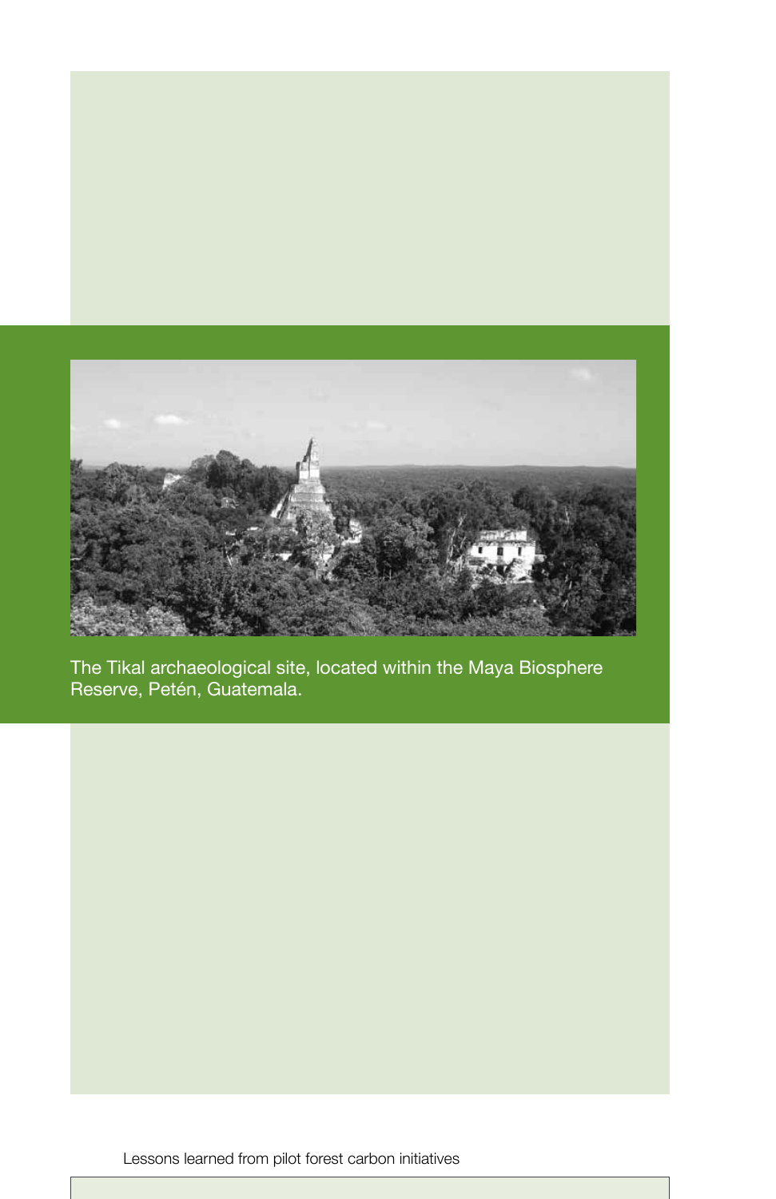The Tikal archaeological site, located within the Maya Biosphere Reserve, Petén, Guatemala.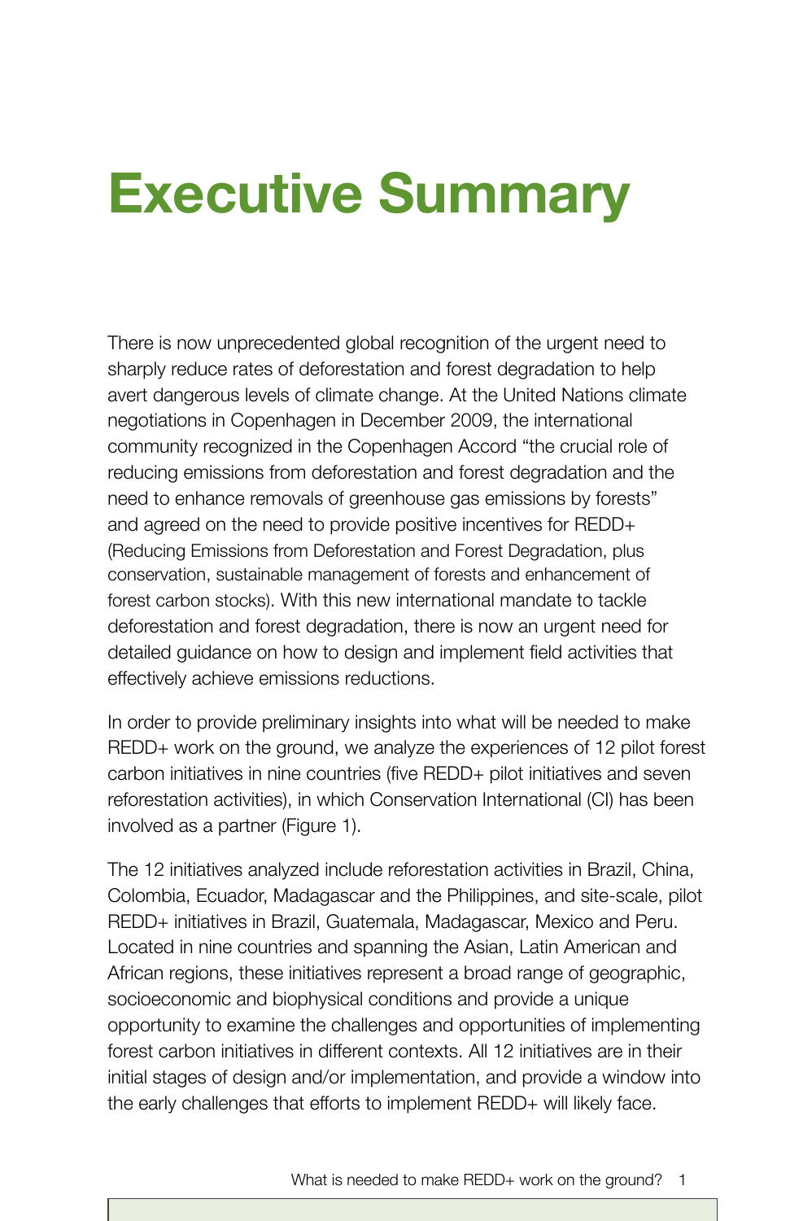# Executive Summary

There is now unprecedented global recognition of the urgent need to sharply reduce rates of deforestation and forest degradation to help avert dangerous levels of climate change. At the United Nations climate negotiations in Copenhagen in December 2009, the international community recognized in the Copenhagen Accord "the crucial role of reducing emissions from deforestation and forest degradation and the need to enhance removals of greenhouse gas emissions by forests" and agreed on the need to provide positive incentives for REDD+ (Reducing Emissions from Deforestation and Forest Degradation, plus conservation, sustainable management of forests and enhancement of forest carbon stocks). With this new international mandate to tackle deforestation and forest degradation, there is now an urgent need for detailed guidance on how to design and implement field activities that effectively achieve emissions reductions.

In order to provide preliminary insights into what will be needed to make REDD+ work on the ground, we analyze the experiences of 12 pilot forest carbon initiatives in nine countries (five REDD+ pilot initiatives and seven reforestation activities), in which Conservation International (CI) has been involved as a partner (Figure 1).

The 12 initiatives analyzed include reforestation activities in Brazil, China, Colombia, Ecuador, Madagascar and the Philippines, and site-scale, pilot REDD+ initiatives in Brazil, Guatemala, Madagascar, Mexico and Peru. Located in nine countries and spanning the Asian, Latin American and African regions, these initiatives represent a broad range of geographic, socioeconomic and biophysical conditions and provide a unique opportunity to examine the challenges and opportunities of implementing forest carbon initiatives in different contexts. All 12 initiatives are in their initial stages of design and/or implementation, and provide a window into the early challenges that efforts to implement REDD+ will likely face.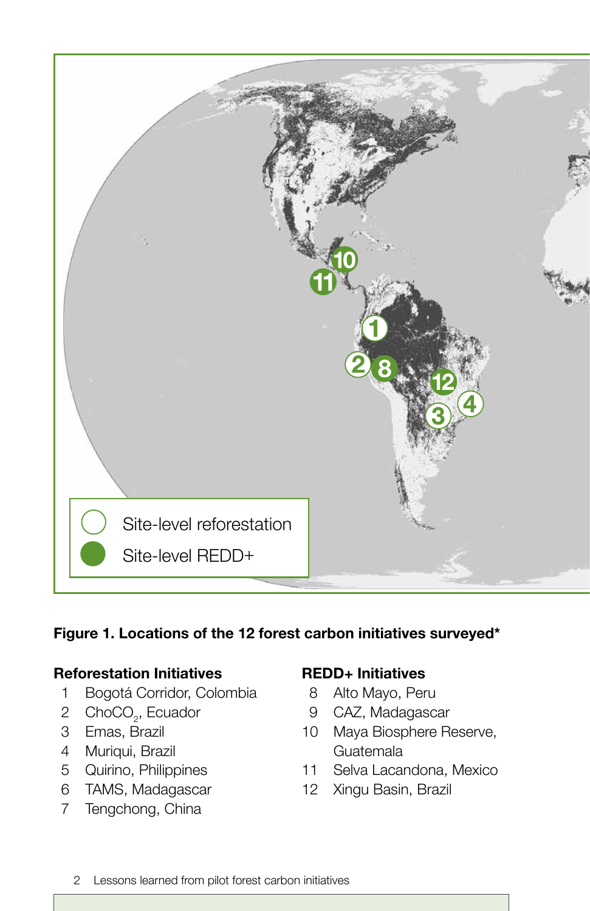Site-level reforestation

Site-level REDD+

**Figure 1. Locations of the 12 forest carbon initiatives surveyed***

**Reforestation Initiatives**

1. Bogotá Corridor, Colombia
2. ChoCO$_2$, Ecuador
3. Emas, Brazil
4. Muriqui, Brazil
5. Quirino, Philippines
6. TAMS, Madagascar
7. Tengchong, China

**REDD+ Initiatives**

8. Alto Mayo, Peru
9. CAZ, Madagascar
10. Maya Biosphere Reserve, Guatemala
11. Selva Lacandona, Mexico
12. Xingu Basin, Brazil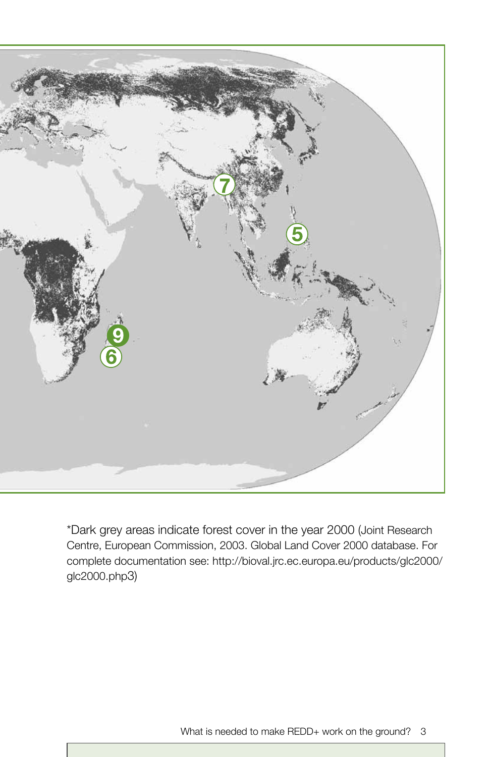*Dark grey areas indicate forest cover in the year 2000 (Joint Research Centre, European Commission, 2003. Global Land Cover 2000 database. For complete documentation see: http://bioval.jrc.ec.europa.eu/products/glc2000/glc2000.php3)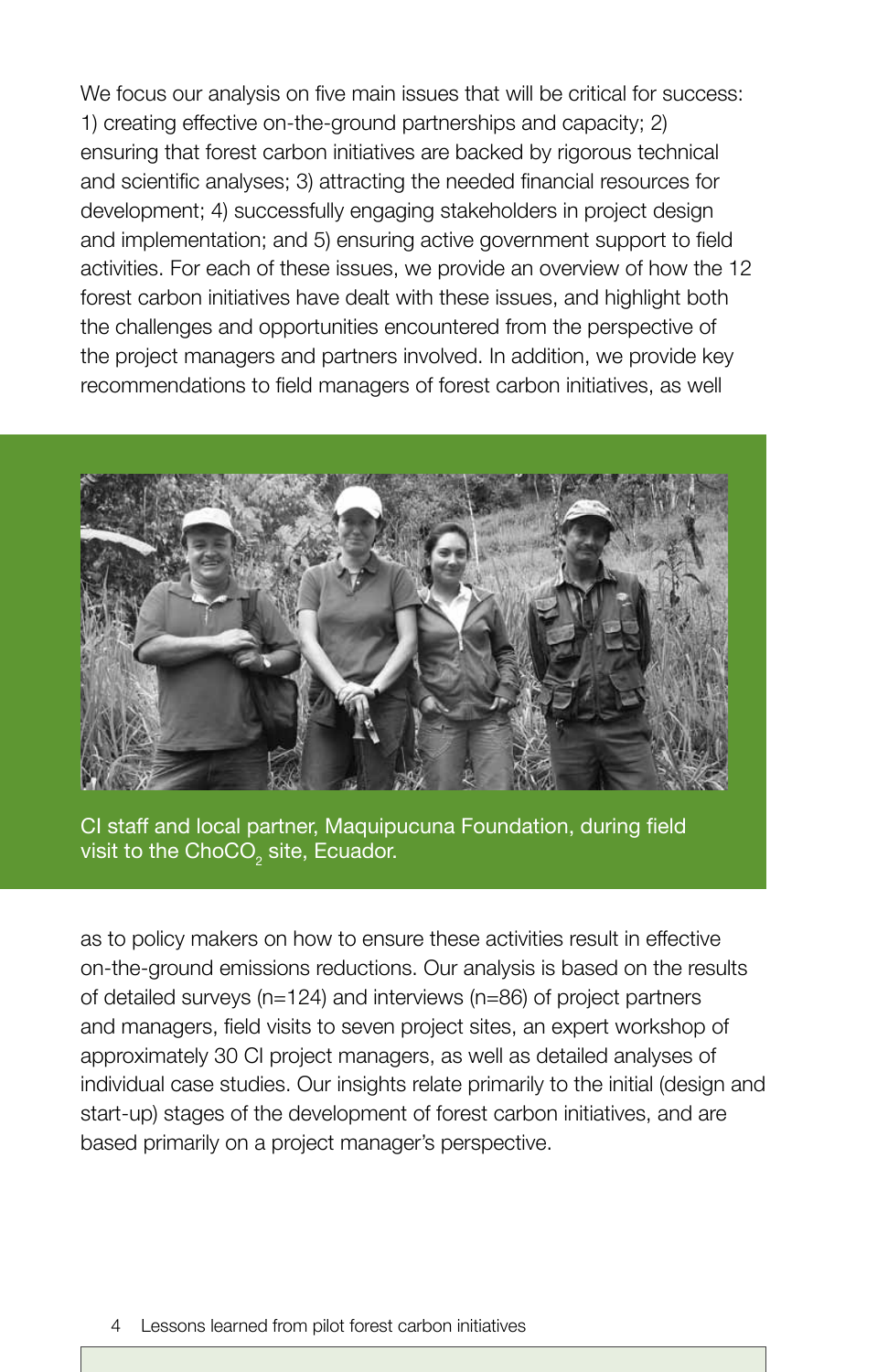We focus our analysis on five main issues that will be critical for success: 1) creating effective on-the-ground partnerships and capacity; 2) ensuring that forest carbon initiatives are backed by rigorous technical and scientific analyses; 3) attracting the needed financial resources for development; 4) successfully engaging stakeholders in project design and implementation; and 5) ensuring active government support to field activities. For each of these issues, we provide an overview of how the 12 forest carbon initiatives have dealt with these issues, and highlight both the challenges and opportunities encountered from the perspective of the project managers and partners involved. In addition, we provide key recommendations to field managers of forest carbon initiatives, as well as to policy makers on how to ensure these activities result in effective on-the-ground emissions reductions. Our analysis is based on the results of detailed surveys (n=124) and interviews (n=86) of project partners and managers, field visits to seven project sites, an expert workshop of approximately 30 CI project managers, as well as detailed analyses of individual case studies. Our insights relate primarily to the initial (design and start-up) stages of the development of forest carbon initiatives, and are based primarily on a project manager's perspective.

CI staff and local partner, Maquipucuna Foundation, during field visit to the ChoCO$_2$ site, Ecuador.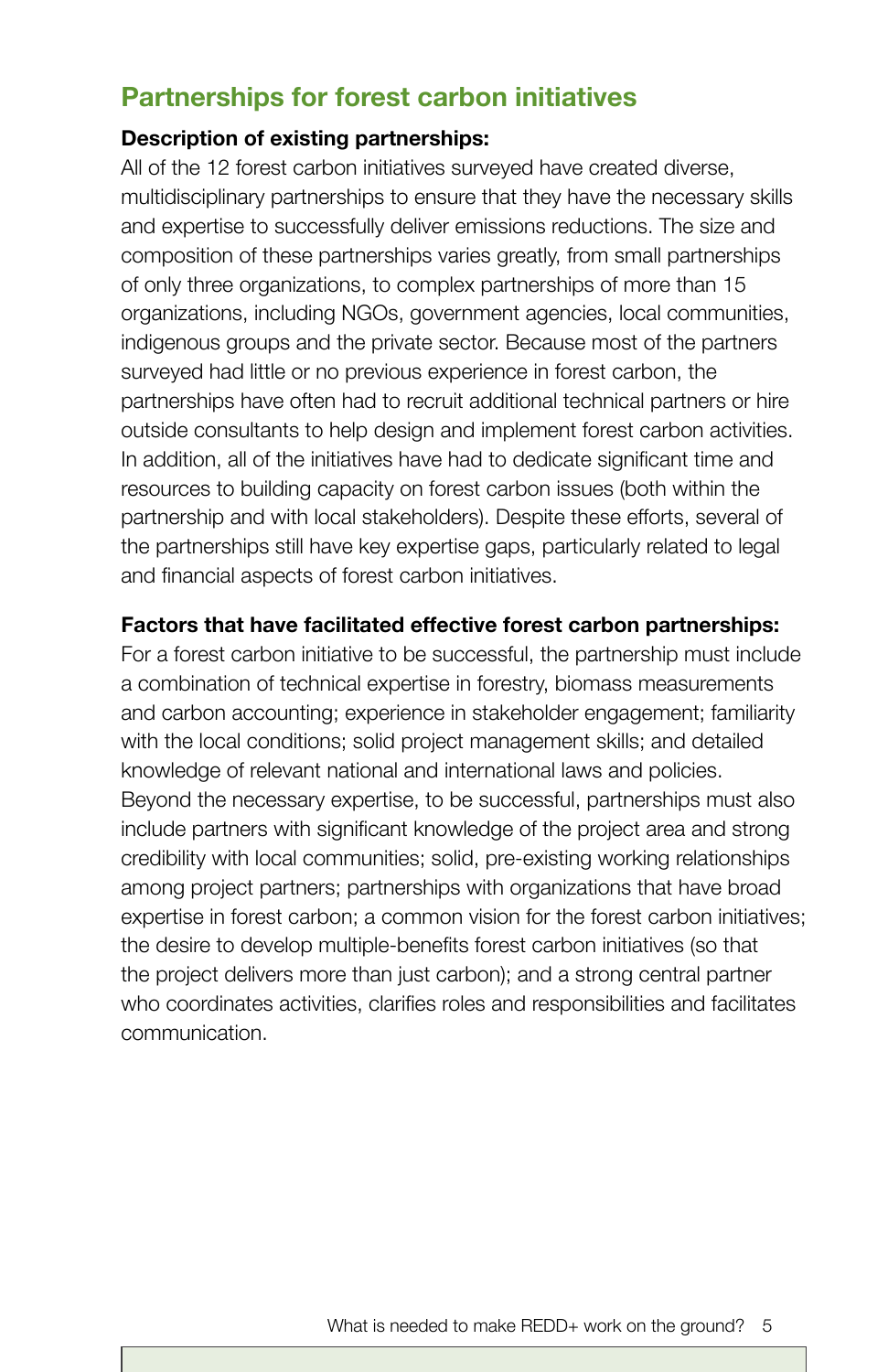## Partnerships for forest carbon initiatives

**Description of existing partnerships:**

All of the 12 forest carbon initiatives surveyed have created diverse, multidisciplinary partnerships to ensure that they have the necessary skills and expertise to successfully deliver emissions reductions. The size and composition of these partnerships varies greatly, from small partnerships of only three organizations, to complex partnerships of more than 15 organizations, including NGOs, government agencies, local communities, indigenous groups and the private sector. Because most of the partners surveyed had little or no previous experience in forest carbon, the partnerships have often had to recruit additional technical partners or hire outside consultants to help design and implement forest carbon activities. In addition, all of the initiatives have had to dedicate significant time and resources to building capacity on forest carbon issues (both within the partnership and with local stakeholders). Despite these efforts, several of the partnerships still have key expertise gaps, particularly related to legal and financial aspects of forest carbon initiatives.

**Factors that have facilitated effective forest carbon partnerships:**

For a forest carbon initiative to be successful, the partnership must include a combination of technical expertise in forestry, biomass measurements and carbon accounting; experience in stakeholder engagement; familiarity with the local conditions; solid project management skills; and detailed knowledge of relevant national and international laws and policies. Beyond the necessary expertise, to be successful, partnerships must also include partners with significant knowledge of the project area and strong credibility with local communities; solid, pre-existing working relationships among project partners; partnerships with organizations that have broad expertise in forest carbon; a common vision for the forest carbon initiatives; the desire to develop multiple-benefits forest carbon initiatives (so that the project delivers more than just carbon); and a strong central partner who coordinates activities, clarifies roles and responsibilities and facilitates communication.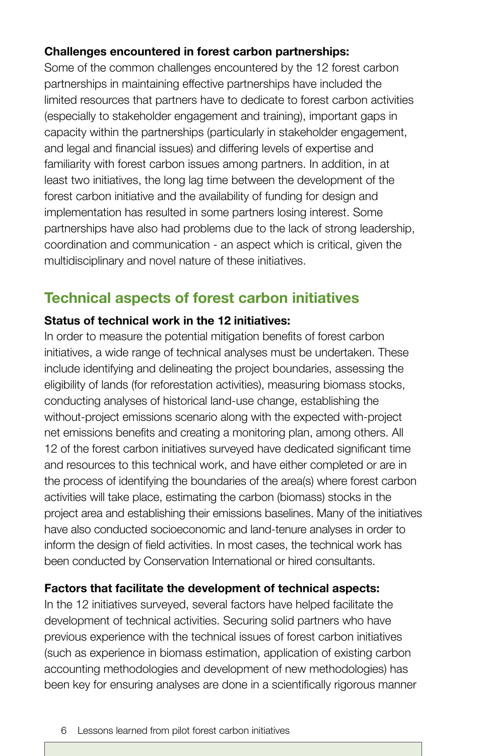**Challenges encountered in forest carbon partnerships:**
Some of the common challenges encountered by the 12 forest carbon partnerships in maintaining effective partnerships have included the limited resources that partners have to dedicate to forest carbon activities (especially to stakeholder engagement and training), important gaps in capacity within the partnerships (particularly in stakeholder engagement, and legal and financial issues) and differing levels of expertise and familiarity with forest carbon issues among partners. In addition, in at least two initiatives, the long lag time between the development of the forest carbon initiative and the availability of funding for design and implementation has resulted in some partners losing interest. Some partnerships have also had problems due to the lack of strong leadership, coordination and communication - an aspect which is critical, given the multidisciplinary and novel nature of these initiatives.

## Technical aspects of forest carbon initiatives

**Status of technical work in the 12 initiatives:**
In order to measure the potential mitigation benefits of forest carbon initiatives, a wide range of technical analyses must be undertaken. These include identifying and delineating the project boundaries, assessing the eligibility of lands (for reforestation activities), measuring biomass stocks, conducting analyses of historical land-use change, establishing the without-project emissions scenario along with the expected with-project net emissions benefits and creating a monitoring plan, among others. All 12 of the forest carbon initiatives surveyed have dedicated significant time and resources to this technical work, and have either completed or are in the process of identifying the boundaries of the area(s) where forest carbon activities will take place, estimating the carbon (biomass) stocks in the project area and establishing their emissions baselines. Many of the initiatives have also conducted socioeconomic and land-tenure analyses in order to inform the design of field activities. In most cases, the technical work has been conducted by Conservation International or hired consultants.

**Factors that facilitate the development of technical aspects:**
In the 12 initiatives surveyed, several factors have helped facilitate the development of technical activities. Securing solid partners who have previous experience with the technical issues of forest carbon initiatives (such as experience in biomass estimation, application of existing carbon accounting methodologies and development of new methodologies) has been key for ensuring analyses are done in a scientifically rigorous manner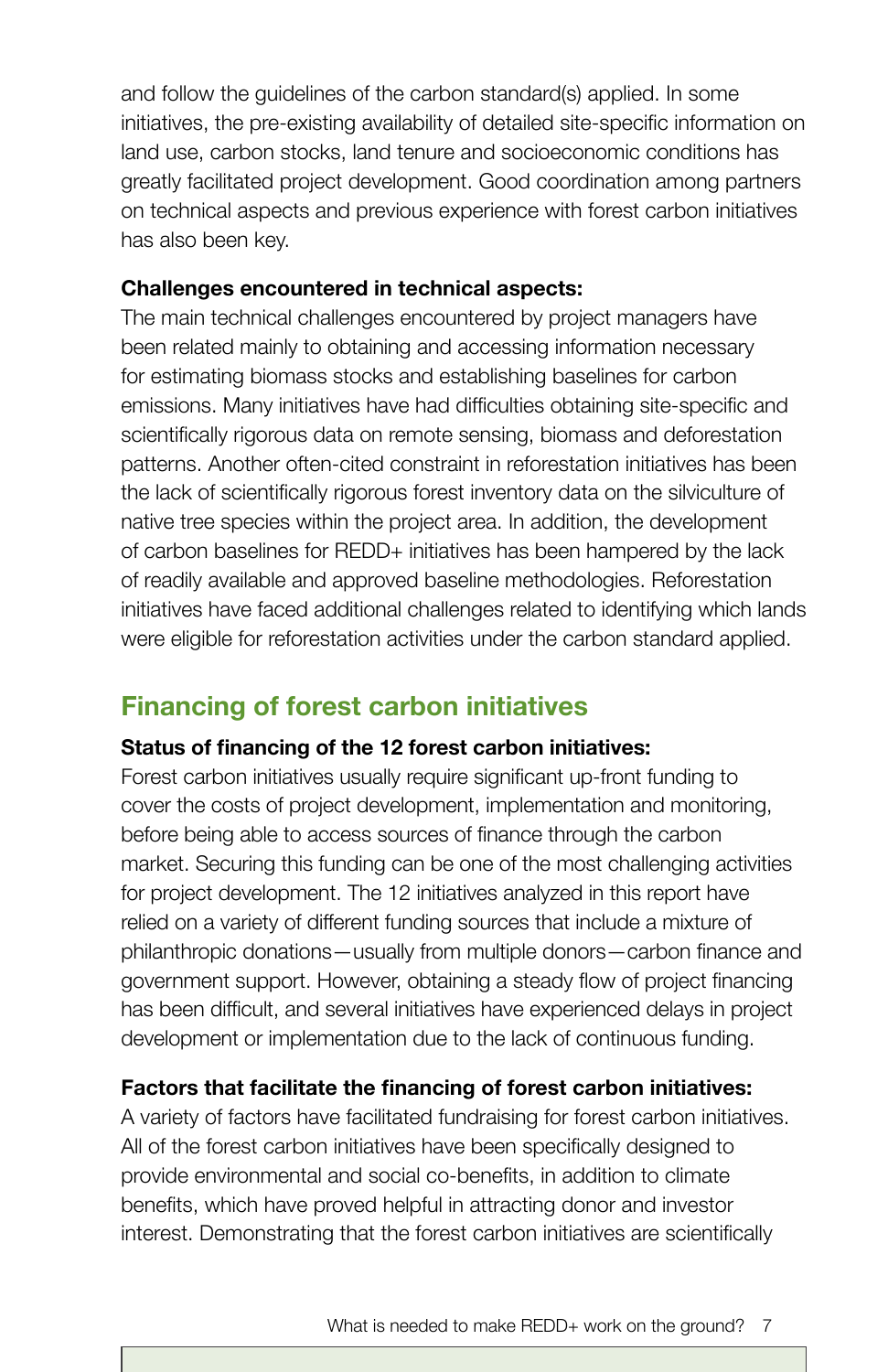and follow the guidelines of the carbon standard(s) applied. In some initiatives, the pre-existing availability of detailed site-specific information on land use, carbon stocks, land tenure and socioeconomic conditions has greatly facilitated project development. Good coordination among partners on technical aspects and previous experience with forest carbon initiatives has also been key.

**Challenges encountered in technical aspects:**
The main technical challenges encountered by project managers have been related mainly to obtaining and accessing information necessary for estimating biomass stocks and establishing baselines for carbon emissions. Many initiatives have had difficulties obtaining site-specific and scientifically rigorous data on remote sensing, biomass and deforestation patterns. Another often-cited constraint in reforestation initiatives has been the lack of scientifically rigorous forest inventory data on the silviculture of native tree species within the project area. In addition, the development of carbon baselines for REDD+ initiatives has been hampered by the lack of readily available and approved baseline methodologies. Reforestation initiatives have faced additional challenges related to identifying which lands were eligible for reforestation activities under the carbon standard applied.

## Financing of forest carbon initiatives

**Status of financing of the 12 forest carbon initiatives:**
Forest carbon initiatives usually require significant up-front funding to cover the costs of project development, implementation and monitoring, before being able to access sources of finance through the carbon market. Securing this funding can be one of the most challenging activities for project development. The 12 initiatives analyzed in this report have relied on a variety of different funding sources that include a mixture of philanthropic donations—usually from multiple donors—carbon finance and government support. However, obtaining a steady flow of project financing has been difficult, and several initiatives have experienced delays in project development or implementation due to the lack of continuous funding.

**Factors that facilitate the financing of forest carbon initiatives:**
A variety of factors have facilitated fundraising for forest carbon initiatives. All of the forest carbon initiatives have been specifically designed to provide environmental and social co-benefits, in addition to climate benefits, which have proved helpful in attracting donor and investor interest. Demonstrating that the forest carbon initiatives are scientifically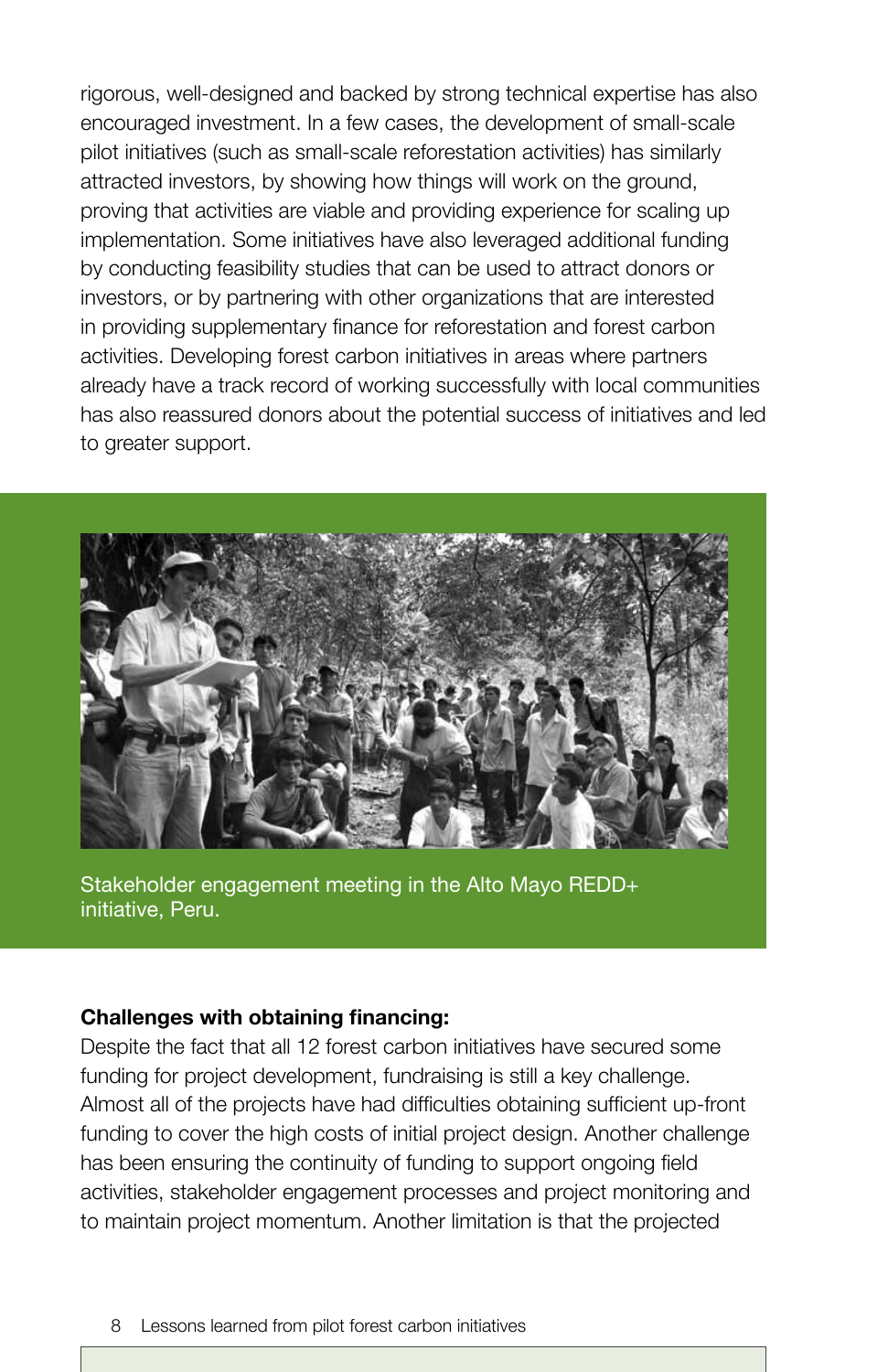rigorous, well-designed and backed by strong technical expertise has also encouraged investment. In a few cases, the development of small-scale pilot initiatives (such as small-scale reforestation activities) has similarly attracted investors, by showing how things will work on the ground, proving that activities are viable and providing experience for scaling up implementation. Some initiatives have also leveraged additional funding by conducting feasibility studies that can be used to attract donors or investors, or by partnering with other organizations that are interested in providing supplementary finance for reforestation and forest carbon activities. Developing forest carbon initiatives in areas where partners already have a track record of working successfully with local communities has also reassured donors about the potential success of initiatives and led to greater support.

Stakeholder engagement meeting in the Alto Mayo REDD+ initiative, Peru.

**Challenges with obtaining financing:**
Despite the fact that all 12 forest carbon initiatives have secured some funding for project development, fundraising is still a key challenge. Almost all of the projects have had difficulties obtaining sufficient up-front funding to cover the high costs of initial project design. Another challenge has been ensuring the continuity of funding to support ongoing field activities, stakeholder engagement processes and project monitoring and to maintain project momentum. Another limitation is that the projected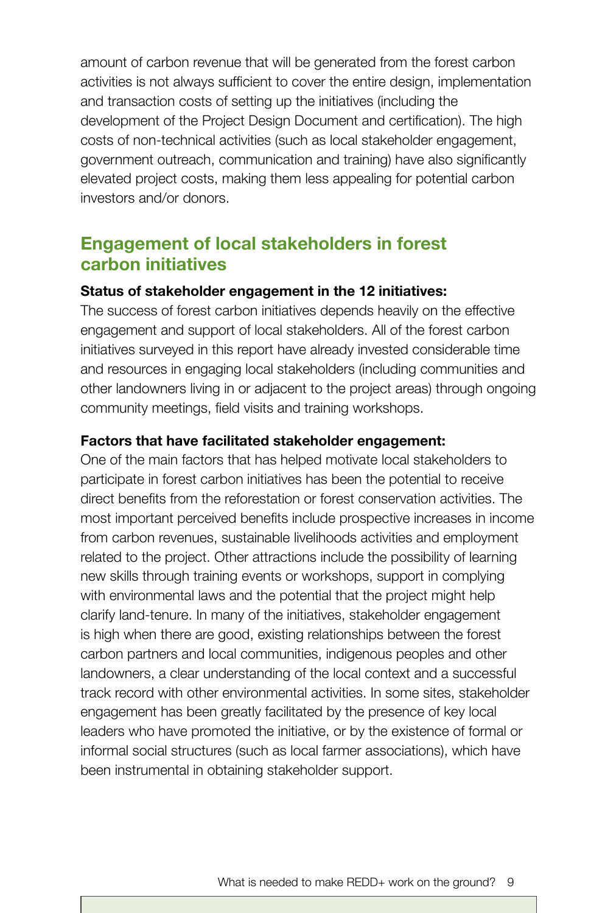amount of carbon revenue that will be generated from the forest carbon activities is not always sufficient to cover the entire design, implementation and transaction costs of setting up the initiatives (including the development of the Project Design Document and certification). The high costs of non-technical activities (such as local stakeholder engagement, government outreach, communication and training) have also significantly elevated project costs, making them less appealing for potential carbon investors and/or donors.

## Engagement of local stakeholders in forest carbon initiatives

**Status of stakeholder engagement in the 12 initiatives:**
The success of forest carbon initiatives depends heavily on the effective engagement and support of local stakeholders. All of the forest carbon initiatives surveyed in this report have already invested considerable time and resources in engaging local stakeholders (including communities and other landowners living in or adjacent to the project areas) through ongoing community meetings, field visits and training workshops.

**Factors that have facilitated stakeholder engagement:**
One of the main factors that has helped motivate local stakeholders to participate in forest carbon initiatives has been the potential to receive direct benefits from the reforestation or forest conservation activities. The most important perceived benefits include prospective increases in income from carbon revenues, sustainable livelihoods activities and employment related to the project. Other attractions include the possibility of learning new skills through training events or workshops, support in complying with environmental laws and the potential that the project might help clarify land-tenure. In many of the initiatives, stakeholder engagement is high when there are good, existing relationships between the forest carbon partners and local communities, indigenous peoples and other landowners, a clear understanding of the local context and a successful track record with other environmental activities. In some sites, stakeholder engagement has been greatly facilitated by the presence of key local leaders who have promoted the initiative, or by the existence of formal or informal social structures (such as local farmer associations), which have been instrumental in obtaining stakeholder support.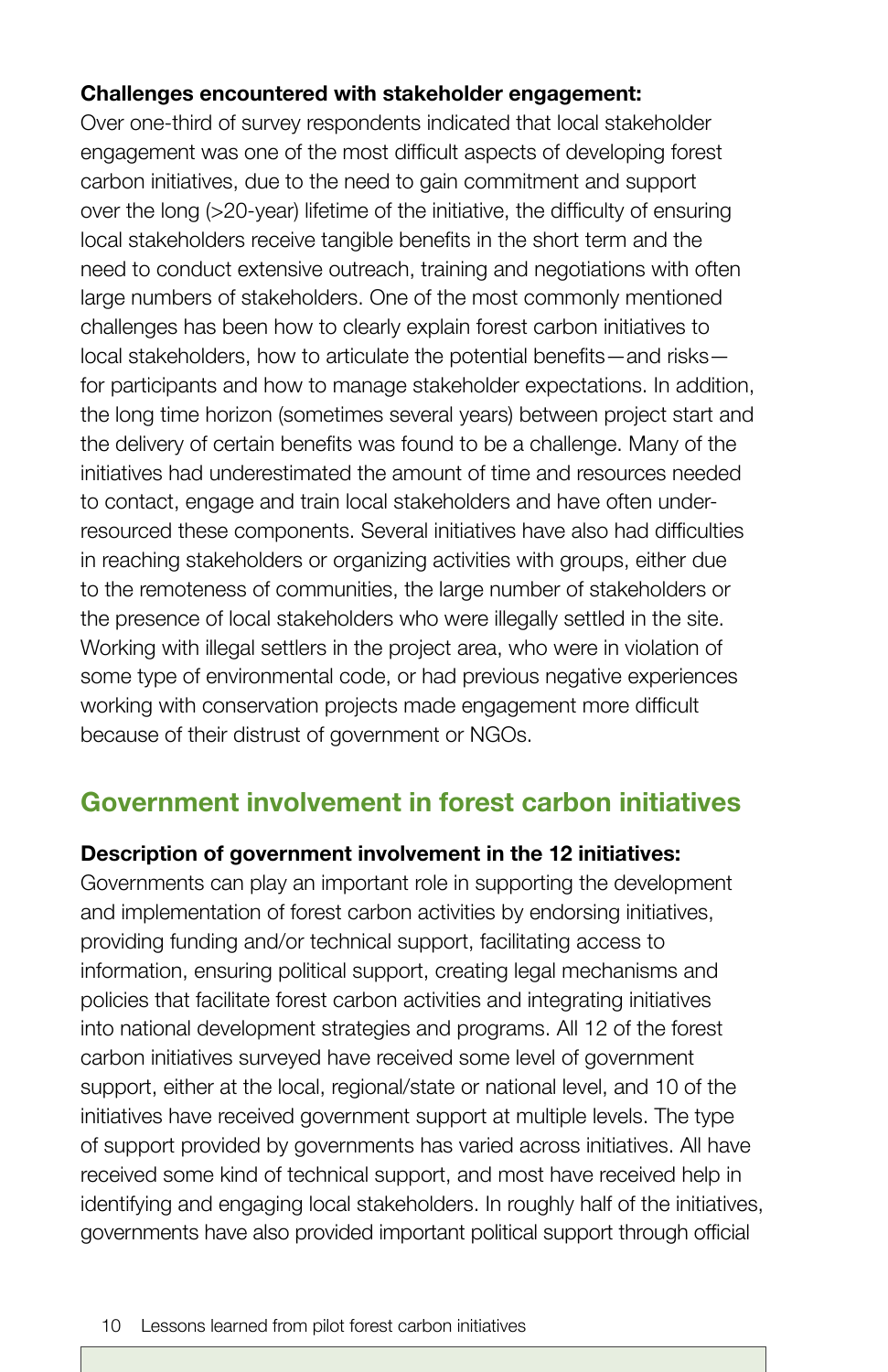**Challenges encountered with stakeholder engagement:** Over one-third of survey respondents indicated that local stakeholder engagement was one of the most difficult aspects of developing forest carbon initiatives, due to the need to gain commitment and support over the long (>20-year) lifetime of the initiative, the difficulty of ensuring local stakeholders receive tangible benefits in the short term and the need to conduct extensive outreach, training and negotiations with often large numbers of stakeholders. One of the most commonly mentioned challenges has been how to clearly explain forest carbon initiatives to local stakeholders, how to articulate the potential benefits—and risks—for participants and how to manage stakeholder expectations. In addition, the long time horizon (sometimes several years) between project start and the delivery of certain benefits was found to be a challenge. Many of the initiatives had underestimated the amount of time and resources needed to contact, engage and train local stakeholders and have often under-resourced these components. Several initiatives have also had difficulties in reaching stakeholders or organizing activities with groups, either due to the remoteness of communities, the large number of stakeholders or the presence of local stakeholders who were illegally settled in the site. Working with illegal settlers in the project area, who were in violation of some type of environmental code, or had previous negative experiences working with conservation projects made engagement more difficult because of their distrust of government or NGOs.

## Government involvement in forest carbon initiatives

**Description of government involvement in the 12 initiatives:** Governments can play an important role in supporting the development and implementation of forest carbon activities by endorsing initiatives, providing funding and/or technical support, facilitating access to information, ensuring political support, creating legal mechanisms and policies that facilitate forest carbon activities and integrating initiatives into national development strategies and programs. All 12 of the forest carbon initiatives surveyed have received some level of government support, either at the local, regional/state or national level, and 10 of the initiatives have received government support at multiple levels. The type of support provided by governments has varied across initiatives. All have received some kind of technical support, and most have received help in identifying and engaging local stakeholders. In roughly half of the initiatives, governments have also provided important political support through official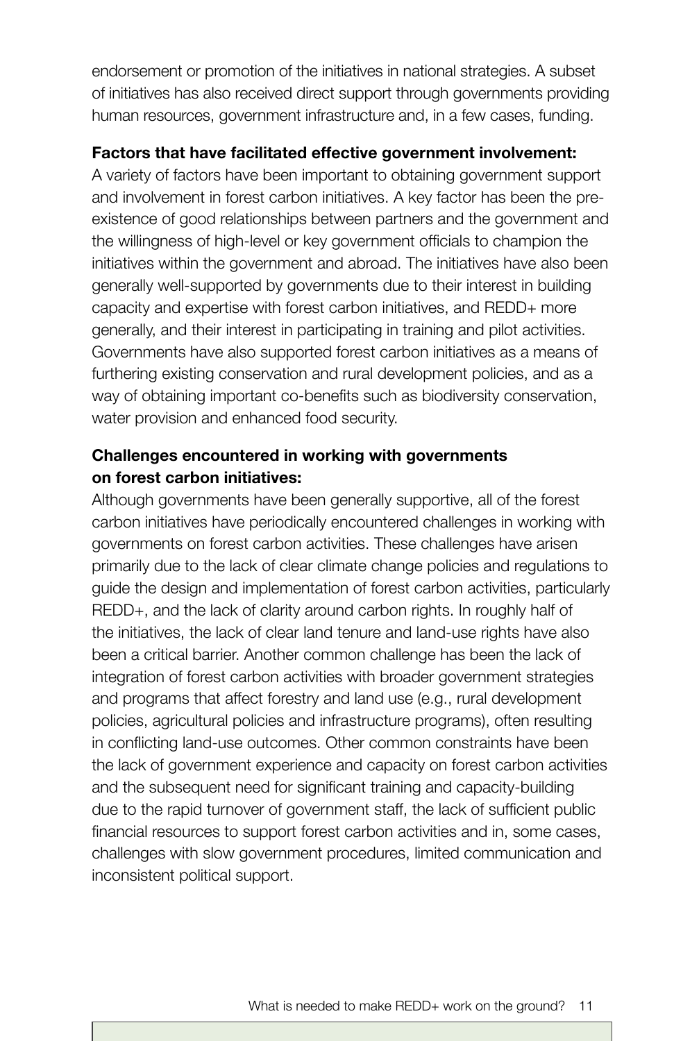endorsement or promotion of the initiatives in national strategies. A subset of initiatives has also received direct support through governments providing human resources, government infrastructure and, in a few cases, funding.

**Factors that have facilitated effective government involvement:**
A variety of factors have been important to obtaining government support and involvement in forest carbon initiatives. A key factor has been the pre-existence of good relationships between partners and the government and the willingness of high-level or key government officials to champion the initiatives within the government and abroad. The initiatives have also been generally well-supported by governments due to their interest in building capacity and expertise with forest carbon initiatives, and REDD+ more generally, and their interest in participating in training and pilot activities. Governments have also supported forest carbon initiatives as a means of furthering existing conservation and rural development policies, and as a way of obtaining important co-benefits such as biodiversity conservation, water provision and enhanced food security.

**Challenges encountered in working with governments on forest carbon initiatives:**
Although governments have been generally supportive, all of the forest carbon initiatives have periodically encountered challenges in working with governments on forest carbon activities. These challenges have arisen primarily due to the lack of clear climate change policies and regulations to guide the design and implementation of forest carbon activities, particularly REDD+, and the lack of clarity around carbon rights. In roughly half of the initiatives, the lack of clear land tenure and land-use rights have also been a critical barrier. Another common challenge has been the lack of integration of forest carbon activities with broader government strategies and programs that affect forestry and land use (e.g., rural development policies, agricultural policies and infrastructure programs), often resulting in conflicting land-use outcomes. Other common constraints have been the lack of government experience and capacity on forest carbon activities and the subsequent need for significant training and capacity-building due to the rapid turnover of government staff, the lack of sufficient public financial resources to support forest carbon activities and in, some cases, challenges with slow government procedures, limited communication and inconsistent political support.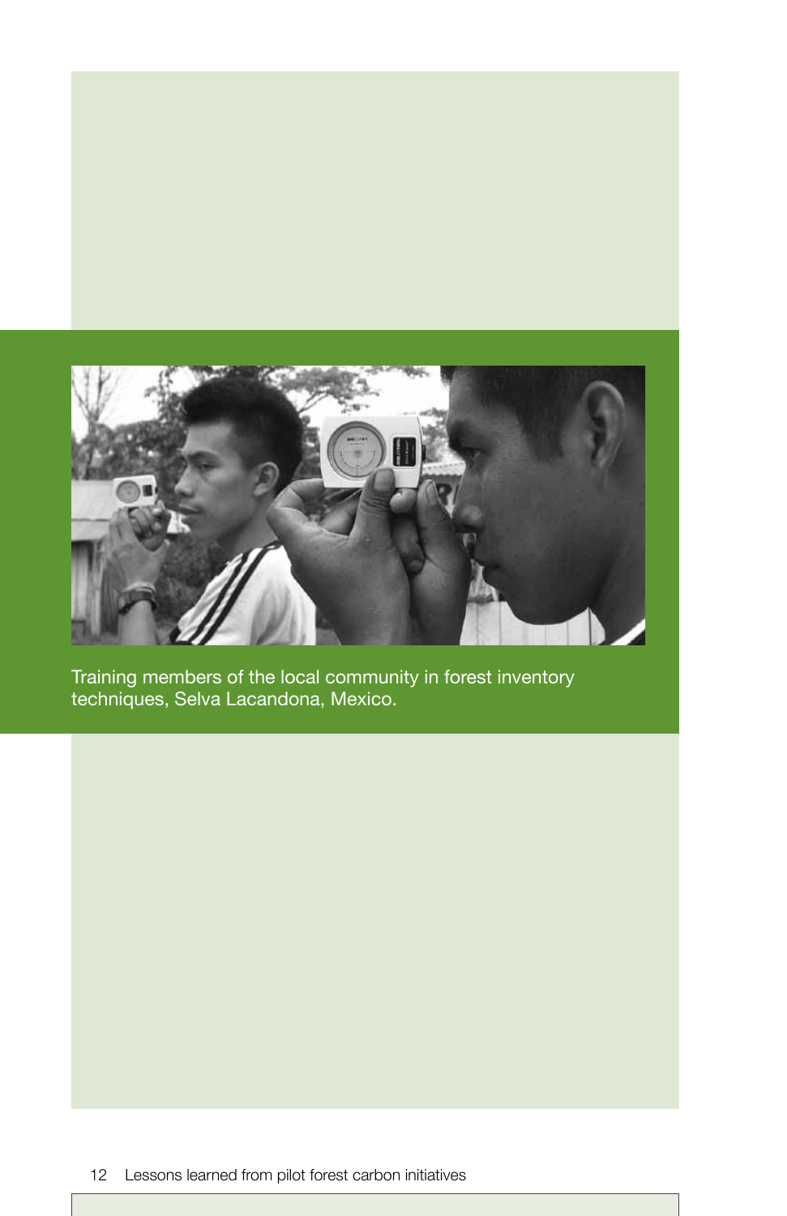Training members of the local community in forest inventory techniques, Selva Lacandona, Mexico.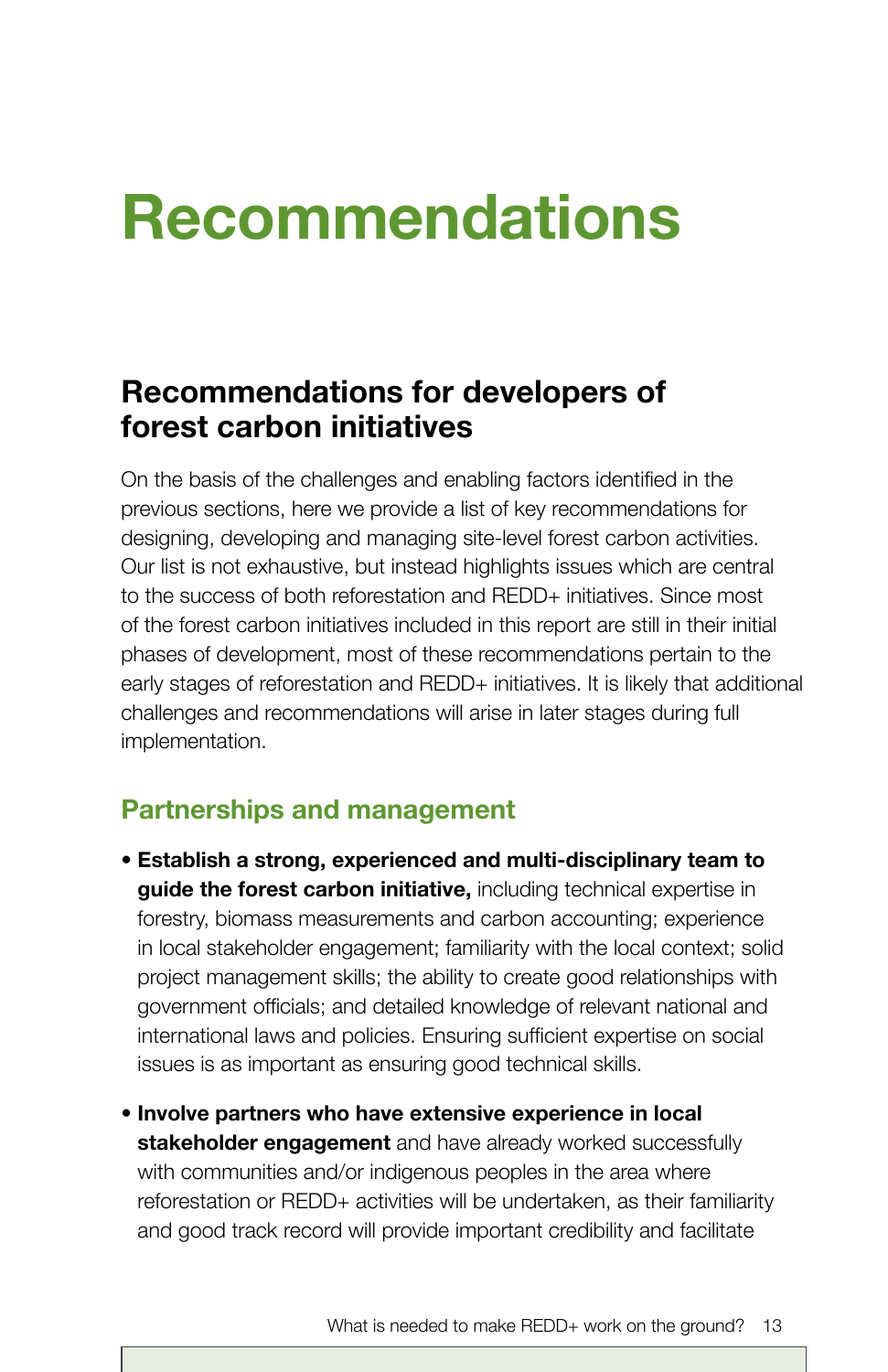# Recommendations

## Recommendations for developers of forest carbon initiatives

On the basis of the challenges and enabling factors identified in the previous sections, here we provide a list of key recommendations for designing, developing and managing site-level forest carbon activities. Our list is not exhaustive, but instead highlights issues which are central to the success of both reforestation and REDD+ initiatives. Since most of the forest carbon initiatives included in this report are still in their initial phases of development, most of these recommendations pertain to the early stages of reforestation and REDD+ initiatives. It is likely that additional challenges and recommendations will arise in later stages during full implementation.

### Partnerships and management

- **Establish a strong, experienced and multi-disciplinary team to guide the forest carbon initiative,** including technical expertise in forestry, biomass measurements and carbon accounting; experience in local stakeholder engagement; familiarity with the local context; solid project management skills; the ability to create good relationships with government officials; and detailed knowledge of relevant national and international laws and policies. Ensuring sufficient expertise on social issues is as important as ensuring good technical skills.
- **Involve partners who have extensive experience in local stakeholder engagement** and have already worked successfully with communities and/or indigenous peoples in the area where reforestation or REDD+ activities will be undertaken, as their familiarity and good track record will provide important credibility and facilitate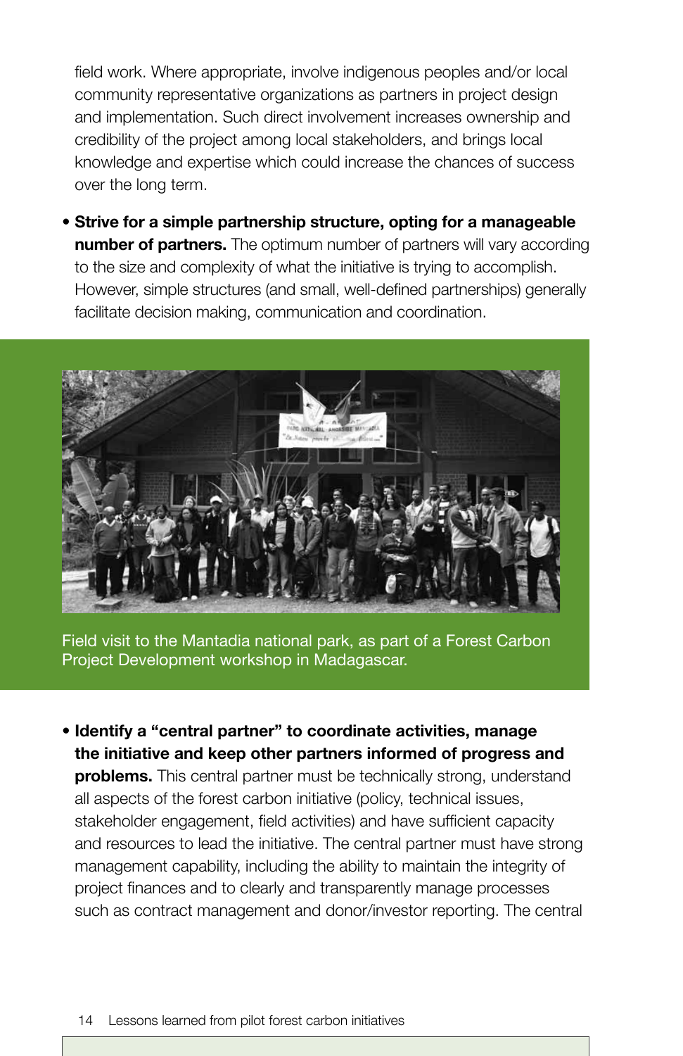field work. Where appropriate, involve indigenous peoples and/or local community representative organizations as partners in project design and implementation. Such direct involvement increases ownership and credibility of the project among local stakeholders, and brings local knowledge and expertise which could increase the chances of success over the long term.

- **Strive for a simple partnership structure, opting for a manageable number of partners.** The optimum number of partners will vary according to the size and complexity of what the initiative is trying to accomplish. However, simple structures (and small, well-defined partnerships) generally facilitate decision making, communication and coordination.

Field visit to the Mantadia national park, as part of a Forest Carbon Project Development workshop in Madagascar.

- **Identify a "central partner" to coordinate activities, manage the initiative and keep other partners informed of progress and problems.** This central partner must be technically strong, understand all aspects of the forest carbon initiative (policy, technical issues, stakeholder engagement, field activities) and have sufficient capacity and resources to lead the initiative. The central partner must have strong management capability, including the ability to maintain the integrity of project finances and to clearly and transparently manage processes such as contract management and donor/investor reporting. The central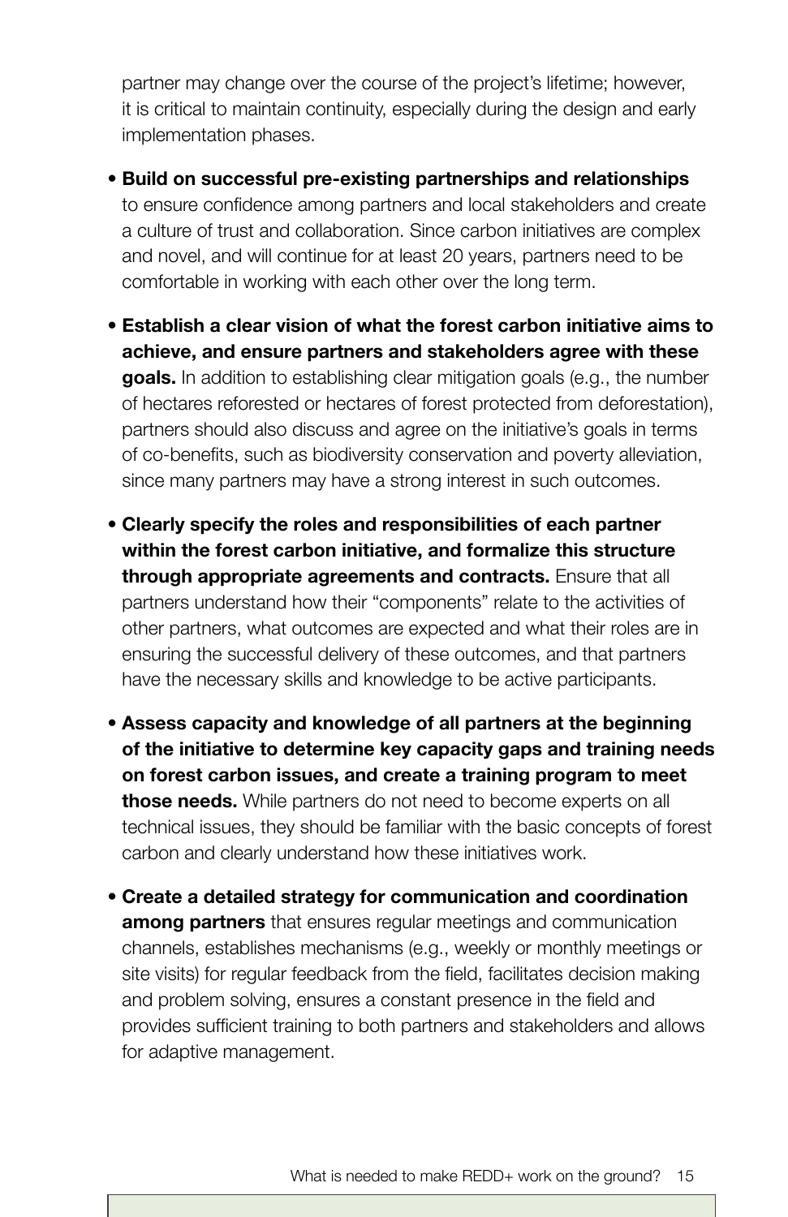partner may change over the course of the project's lifetime; however, it is critical to maintain continuity, especially during the design and early implementation phases.

- **Build on successful pre-existing partnerships and relationships** to ensure confidence among partners and local stakeholders and create a culture of trust and collaboration. Since carbon initiatives are complex and novel, and will continue for at least 20 years, partners need to be comfortable in working with each other over the long term.
- **Establish a clear vision of what the forest carbon initiative aims to achieve, and ensure partners and stakeholders agree with these goals.** In addition to establishing clear mitigation goals (e.g., the number of hectares reforested or hectares of forest protected from deforestation), partners should also discuss and agree on the initiative's goals in terms of co-benefits, such as biodiversity conservation and poverty alleviation, since many partners may have a strong interest in such outcomes.
- **Clearly specify the roles and responsibilities of each partner within the forest carbon initiative, and formalize this structure through appropriate agreements and contracts.** Ensure that all partners understand how their "components" relate to the activities of other partners, what outcomes are expected and what their roles are in ensuring the successful delivery of these outcomes, and that partners have the necessary skills and knowledge to be active participants.
- **Assess capacity and knowledge of all partners at the beginning of the initiative to determine key capacity gaps and training needs on forest carbon issues, and create a training program to meet those needs.** While partners do not need to become experts on all technical issues, they should be familiar with the basic concepts of forest carbon and clearly understand how these initiatives work.
- **Create a detailed strategy for communication and coordination among partners** that ensures regular meetings and communication channels, establishes mechanisms (e.g., weekly or monthly meetings or site visits) for regular feedback from the field, facilitates decision making and problem solving, ensures a constant presence in the field and provides sufficient training to both partners and stakeholders and allows for adaptive management.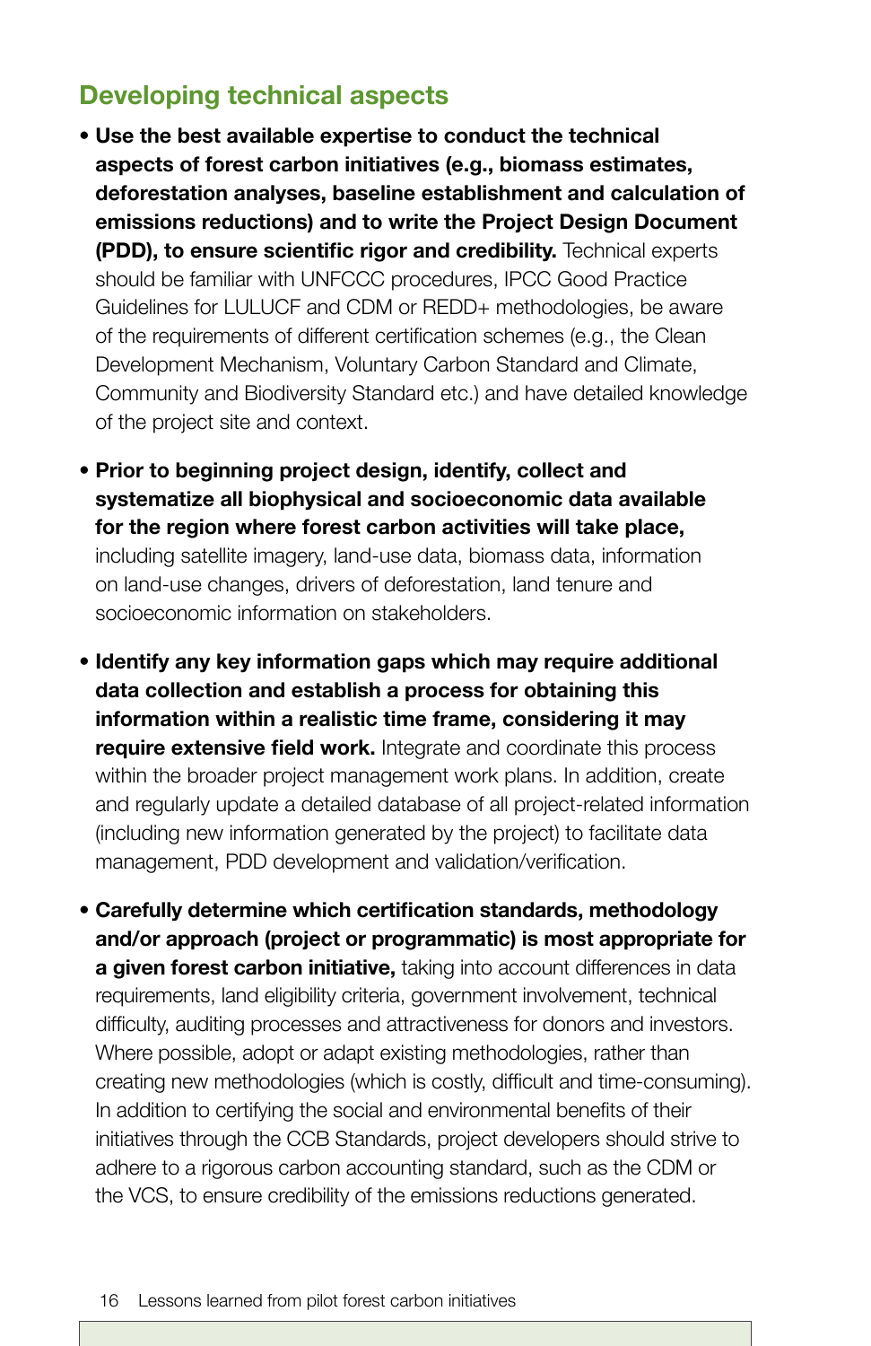## Developing technical aspects

- **Use the best available expertise to conduct the technical aspects of forest carbon initiatives (e.g., biomass estimates, deforestation analyses, baseline establishment and calculation of emissions reductions) and to write the Project Design Document (PDD), to ensure scientific rigor and credibility.** Technical experts should be familiar with UNFCCC procedures, IPCC Good Practice Guidelines for LULUCF and CDM or REDD+ methodologies, be aware of the requirements of different certification schemes (e.g., the Clean Development Mechanism, Voluntary Carbon Standard and Climate, Community and Biodiversity Standard etc.) and have detailed knowledge of the project site and context.

- **Prior to beginning project design, identify, collect and systematize all biophysical and socioeconomic data available for the region where forest carbon activities will take place,** including satellite imagery, land-use data, biomass data, information on land-use changes, drivers of deforestation, land tenure and socioeconomic information on stakeholders.

- **Identify any key information gaps which may require additional data collection and establish a process for obtaining this information within a realistic time frame, considering it may require extensive field work.** Integrate and coordinate this process within the broader project management work plans. In addition, create and regularly update a detailed database of all project-related information (including new information generated by the project) to facilitate data management, PDD development and validation/verification.

- **Carefully determine which certification standards, methodology and/or approach (project or programmatic) is most appropriate for a given forest carbon initiative,** taking into account differences in data requirements, land eligibility criteria, government involvement, technical difficulty, auditing processes and attractiveness for donors and investors. Where possible, adopt or adapt existing methodologies, rather than creating new methodologies (which is costly, difficult and time-consuming). In addition to certifying the social and environmental benefits of their initiatives through the CCB Standards, project developers should strive to adhere to a rigorous carbon accounting standard, such as the CDM or the VCS, to ensure credibility of the emissions reductions generated.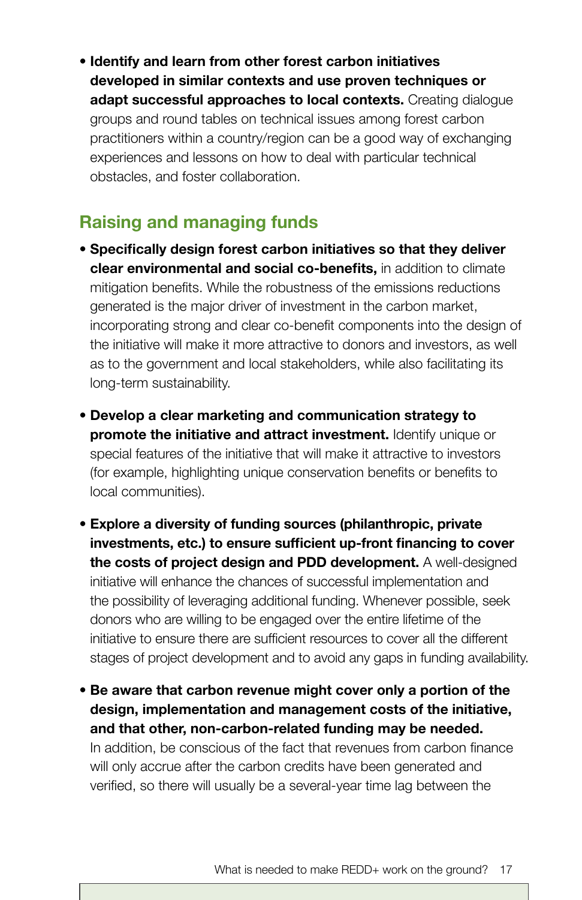- **Identify and learn from other forest carbon initiatives developed in similar contexts and use proven techniques or adapt successful approaches to local contexts.** Creating dialogue groups and round tables on technical issues among forest carbon practitioners within a country/region can be a good way of exchanging experiences and lessons on how to deal with particular technical obstacles, and foster collaboration.

## Raising and managing funds

- **Specifically design forest carbon initiatives so that they deliver clear environmental and social co-benefits,** in addition to climate mitigation benefits. While the robustness of the emissions reductions generated is the major driver of investment in the carbon market, incorporating strong and clear co-benefit components into the design of the initiative will make it more attractive to donors and investors, as well as to the government and local stakeholders, while also facilitating its long-term sustainability.

- **Develop a clear marketing and communication strategy to promote the initiative and attract investment.** Identify unique or special features of the initiative that will make it attractive to investors (for example, highlighting unique conservation benefits or benefits to local communities).

- **Explore a diversity of funding sources (philanthropic, private investments, etc.) to ensure sufficient up-front financing to cover the costs of project design and PDD development.** A well-designed initiative will enhance the chances of successful implementation and the possibility of leveraging additional funding. Whenever possible, seek donors who are willing to be engaged over the entire lifetime of the initiative to ensure there are sufficient resources to cover all the different stages of project development and to avoid any gaps in funding availability.

- **Be aware that carbon revenue might cover only a portion of the design, implementation and management costs of the initiative, and that other, non-carbon-related funding may be needed.** In addition, be conscious of the fact that revenues from carbon finance will only accrue after the carbon credits have been generated and verified, so there will usually be a several-year time lag between the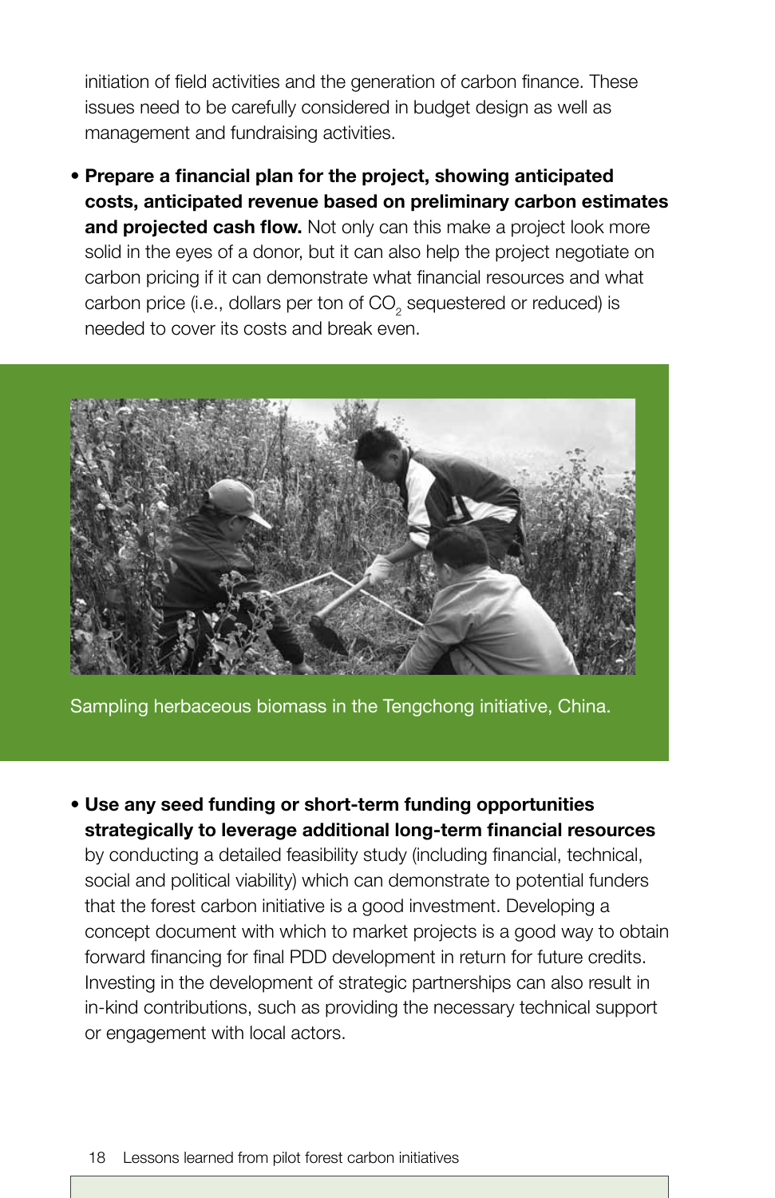initiation of field activities and the generation of carbon finance. These issues need to be carefully considered in budget design as well as management and fundraising activities.

- **Prepare a financial plan for the project, showing anticipated costs, anticipated revenue based on preliminary carbon estimates and projected cash flow.** Not only can this make a project look more solid in the eyes of a donor, but it can also help the project negotiate on carbon pricing if it can demonstrate what financial resources and what carbon price (i.e., dollars per ton of $CO_2$ sequestered or reduced) is needed to cover its costs and break even.

Sampling herbaceous biomass in the Tengchong initiative, China.

- **Use any seed funding or short-term funding opportunities strategically to leverage additional long-term financial resources** by conducting a detailed feasibility study (including financial, technical, social and political viability) which can demonstrate to potential funders that the forest carbon initiative is a good investment. Developing a concept document with which to market projects is a good way to obtain forward financing for final PDD development in return for future credits. Investing in the development of strategic partnerships can also result in in-kind contributions, such as providing the necessary technical support or engagement with local actors.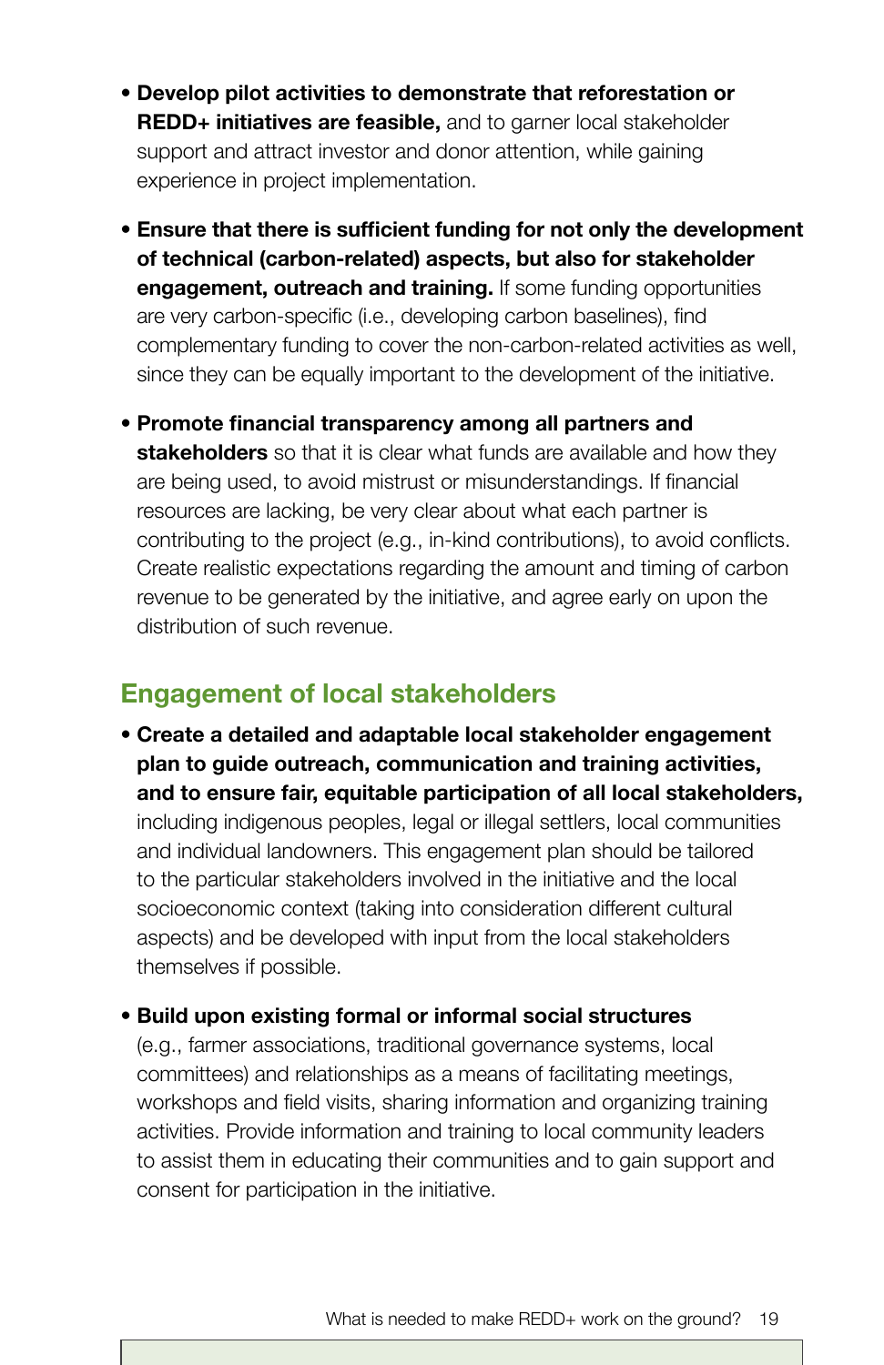- **Develop pilot activities to demonstrate that reforestation or REDD+ initiatives are feasible,** and to garner local stakeholder support and attract investor and donor attention, while gaining experience in project implementation.

- **Ensure that there is sufficient funding for not only the development of technical (carbon-related) aspects, but also for stakeholder engagement, outreach and training.** If some funding opportunities are very carbon-specific (i.e., developing carbon baselines), find complementary funding to cover the non-carbon-related activities as well, since they can be equally important to the development of the initiative.

- **Promote financial transparency among all partners and stakeholders** so that it is clear what funds are available and how they are being used, to avoid mistrust or misunderstandings. If financial resources are lacking, be very clear about what each partner is contributing to the project (e.g., in-kind contributions), to avoid conflicts. Create realistic expectations regarding the amount and timing of carbon revenue to be generated by the initiative, and agree early on upon the distribution of such revenue.

## Engagement of local stakeholders

- **Create a detailed and adaptable local stakeholder engagement plan to guide outreach, communication and training activities, and to ensure fair, equitable participation of all local stakeholders,** including indigenous peoples, legal or illegal settlers, local communities and individual landowners. This engagement plan should be tailored to the particular stakeholders involved in the initiative and the local socioeconomic context (taking into consideration different cultural aspects) and be developed with input from the local stakeholders themselves if possible.

- **Build upon existing formal or informal social structures** (e.g., farmer associations, traditional governance systems, local committees) and relationships as a means of facilitating meetings, workshops and field visits, sharing information and organizing training activities. Provide information and training to local community leaders to assist them in educating their communities and to gain support and consent for participation in the initiative.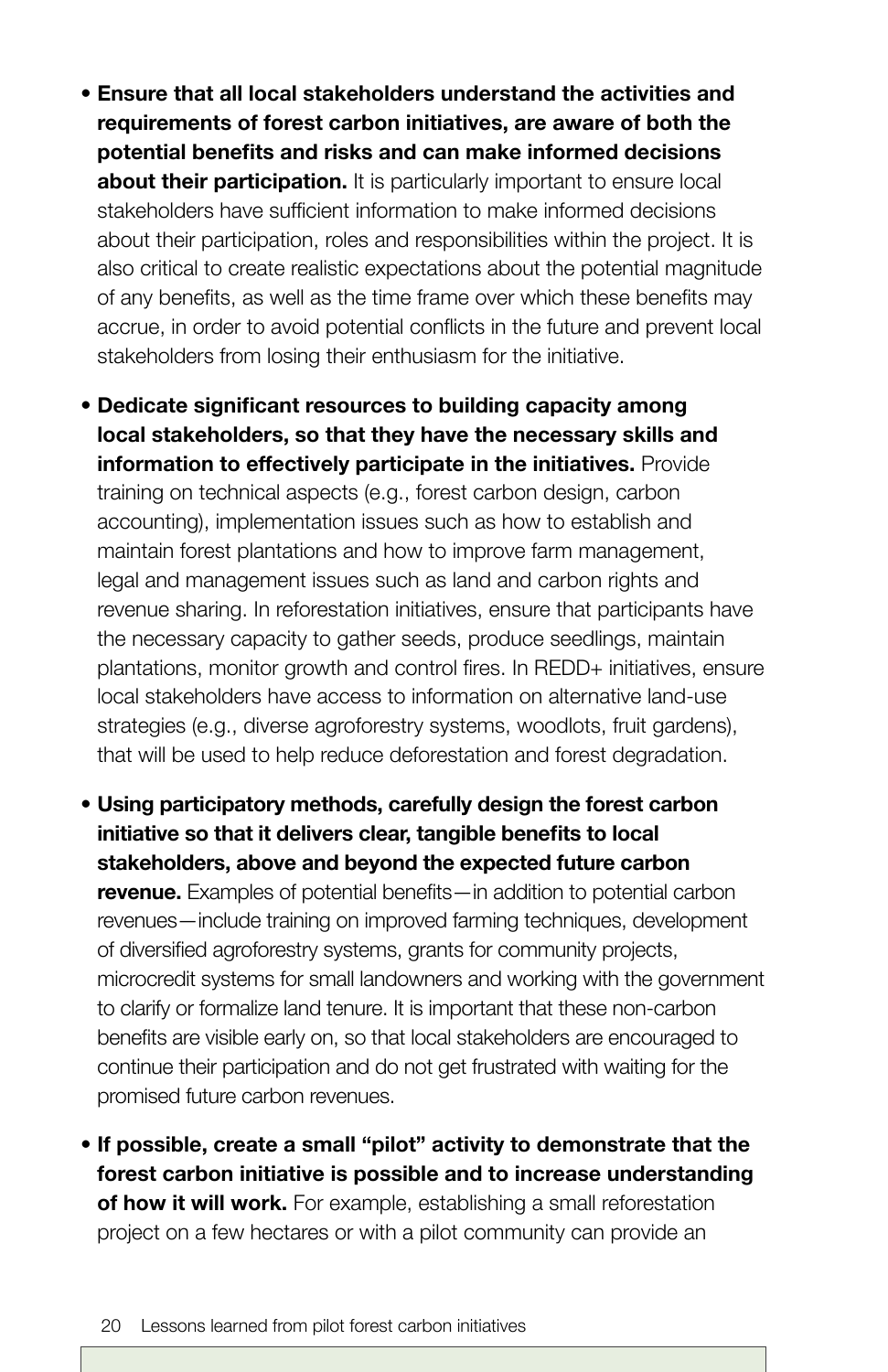- **Ensure that all local stakeholders understand the activities and requirements of forest carbon initiatives, are aware of both the potential benefits and risks and can make informed decisions about their participation.** It is particularly important to ensure local stakeholders have sufficient information to make informed decisions about their participation, roles and responsibilities within the project. It is also critical to create realistic expectations about the potential magnitude of any benefits, as well as the time frame over which these benefits may accrue, in order to avoid potential conflicts in the future and prevent local stakeholders from losing their enthusiasm for the initiative.

- **Dedicate significant resources to building capacity among local stakeholders, so that they have the necessary skills and information to effectively participate in the initiatives.** Provide training on technical aspects (e.g., forest carbon design, carbon accounting), implementation issues such as how to establish and maintain forest plantations and how to improve farm management, legal and management issues such as land and carbon rights and revenue sharing. In reforestation initiatives, ensure that participants have the necessary capacity to gather seeds, produce seedlings, maintain plantations, monitor growth and control fires. In REDD+ initiatives, ensure local stakeholders have access to information on alternative land-use strategies (e.g., diverse agroforestry systems, woodlots, fruit gardens), that will be used to help reduce deforestation and forest degradation.

- **Using participatory methods, carefully design the forest carbon initiative so that it delivers clear, tangible benefits to local stakeholders, above and beyond the expected future carbon revenue.** Examples of potential benefits—in addition to potential carbon revenues—include training on improved farming techniques, development of diversified agroforestry systems, grants for community projects, microcredit systems for small landowners and working with the government to clarify or formalize land tenure. It is important that these non-carbon benefits are visible early on, so that local stakeholders are encouraged to continue their participation and do not get frustrated with waiting for the promised future carbon revenues.

- **If possible, create a small "pilot" activity to demonstrate that the forest carbon initiative is possible and to increase understanding of how it will work.** For example, establishing a small reforestation project on a few hectares or with a pilot community can provide an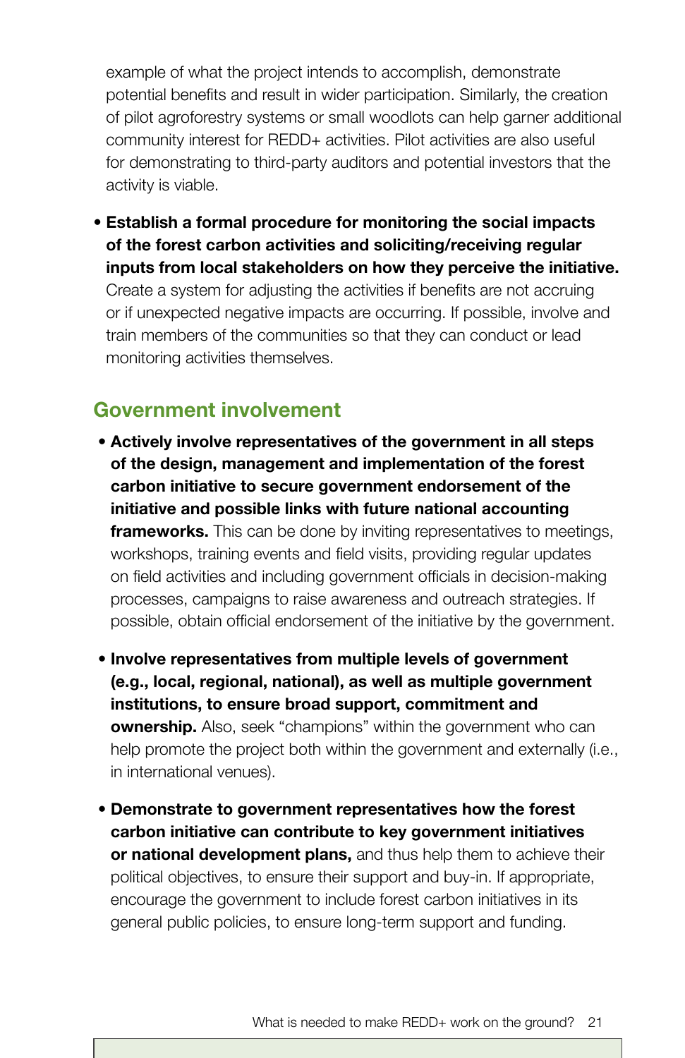example of what the project intends to accomplish, demonstrate potential benefits and result in wider participation. Similarly, the creation of pilot agroforestry systems or small woodlots can help garner additional community interest for REDD+ activities. Pilot activities are also useful for demonstrating to third-party auditors and potential investors that the activity is viable.

- **Establish a formal procedure for monitoring the social impacts of the forest carbon activities and soliciting/receiving regular inputs from local stakeholders on how they perceive the initiative.** Create a system for adjusting the activities if benefits are not accruing or if unexpected negative impacts are occurring. If possible, involve and train members of the communities so that they can conduct or lead monitoring activities themselves.

## Government involvement

- **Actively involve representatives of the government in all steps of the design, management and implementation of the forest carbon initiative to secure government endorsement of the initiative and possible links with future national accounting frameworks.** This can be done by inviting representatives to meetings, workshops, training events and field visits, providing regular updates on field activities and including government officials in decision-making processes, campaigns to raise awareness and outreach strategies. If possible, obtain official endorsement of the initiative by the government.

- **Involve representatives from multiple levels of government (e.g., local, regional, national), as well as multiple government institutions, to ensure broad support, commitment and ownership.** Also, seek "champions" within the government who can help promote the project both within the government and externally (i.e., in international venues).

- **Demonstrate to government representatives how the forest carbon initiative can contribute to key government initiatives or national development plans,** and thus help them to achieve their political objectives, to ensure their support and buy-in. If appropriate, encourage the government to include forest carbon initiatives in its general public policies, to ensure long-term support and funding.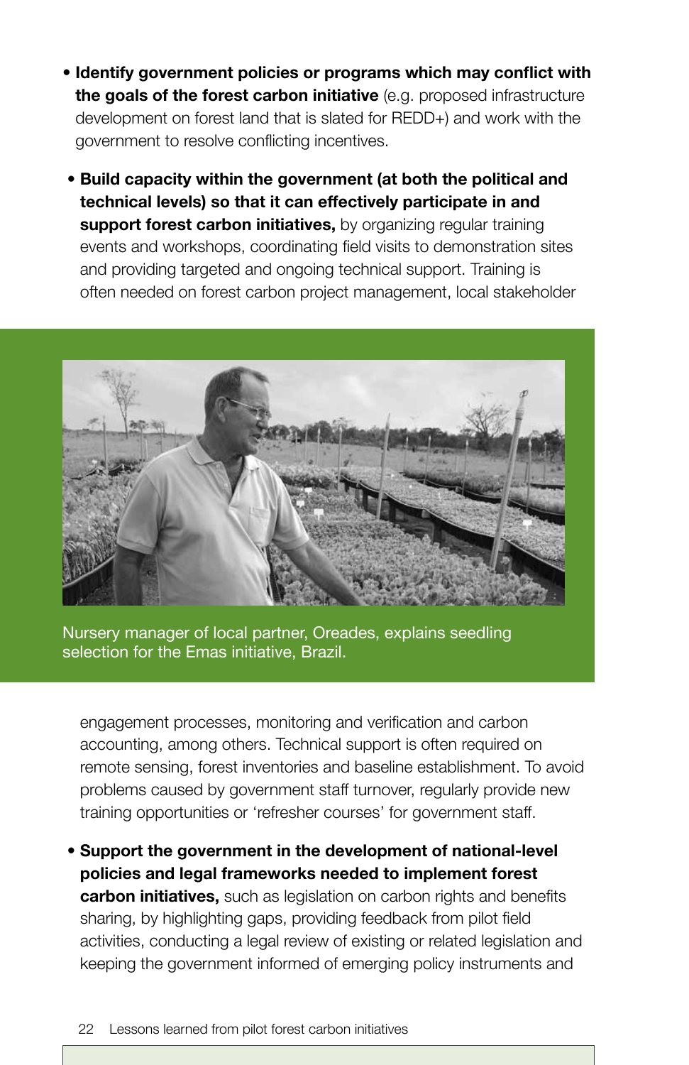- **Identify government policies or programs which may conflict with the goals of the forest carbon initiative** (e.g. proposed infrastructure development on forest land that is slated for REDD+) and work with the government to resolve conflicting incentives.

- **Build capacity within the government (at both the political and technical levels) so that it can effectively participate in and support forest carbon initiatives,** by organizing regular training events and workshops, coordinating field visits to demonstration sites and providing targeted and ongoing technical support. Training is often needed on forest carbon project management, local stakeholder engagement processes, monitoring and verification and carbon accounting, among others. Technical support is often required on remote sensing, forest inventories and baseline establishment. To avoid problems caused by government staff turnover, regularly provide new training opportunities or 'refresher courses' for government staff.

Nursery manager of local partner, Oreades, explains seedling selection for the Emas initiative, Brazil.

- **Support the government in the development of national-level policies and legal frameworks needed to implement forest carbon initiatives,** such as legislation on carbon rights and benefits sharing, by highlighting gaps, providing feedback from pilot field activities, conducting a legal review of existing or related legislation and keeping the government informed of emerging policy instruments and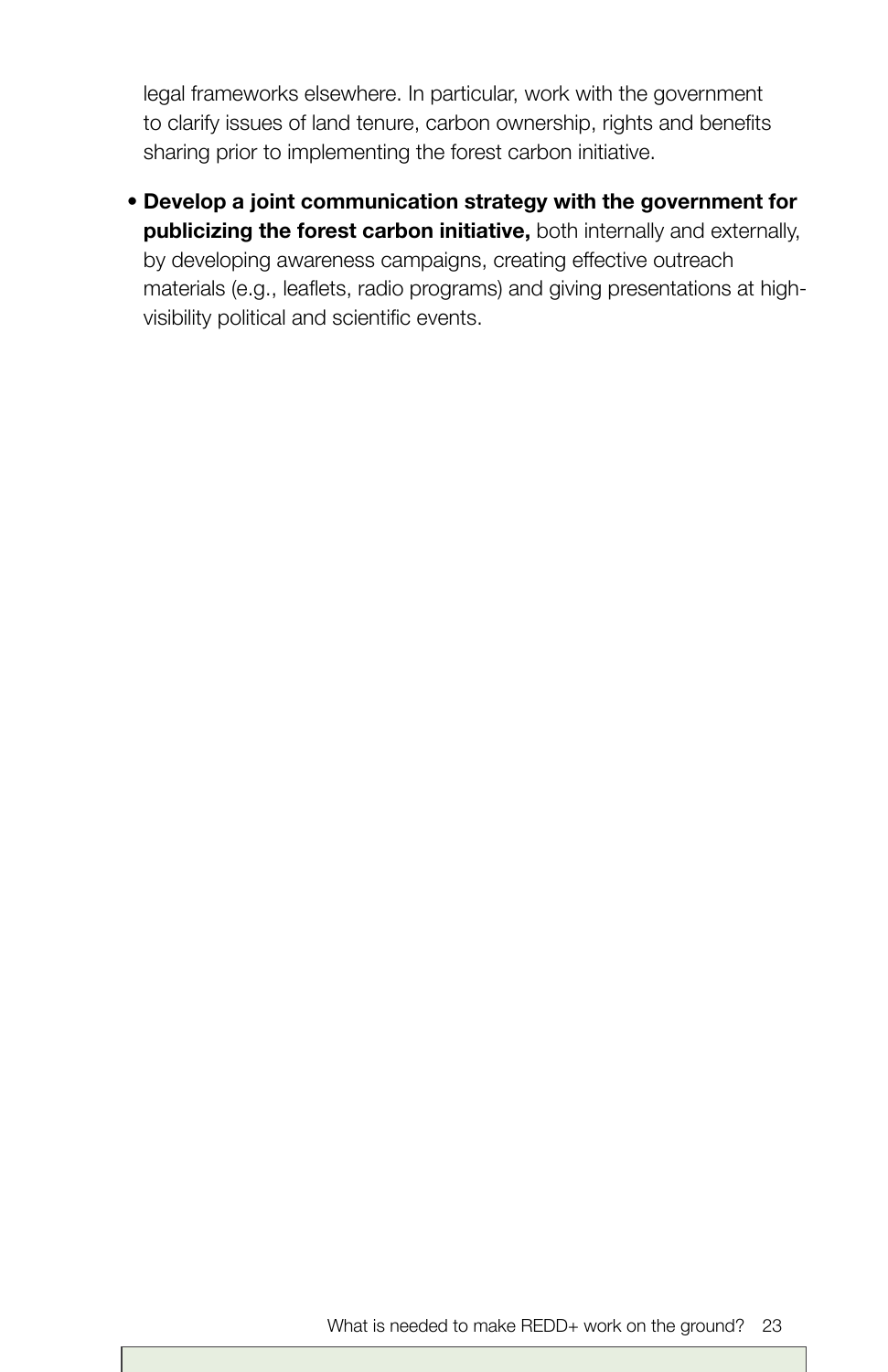legal frameworks elsewhere. In particular, work with the government to clarify issues of land tenure, carbon ownership, rights and benefits sharing prior to implementing the forest carbon initiative.

- **Develop a joint communication strategy with the government for publicizing the forest carbon initiative,** both internally and externally, by developing awareness campaigns, creating effective outreach materials (e.g., leaflets, radio programs) and giving presentations at high-visibility political and scientific events.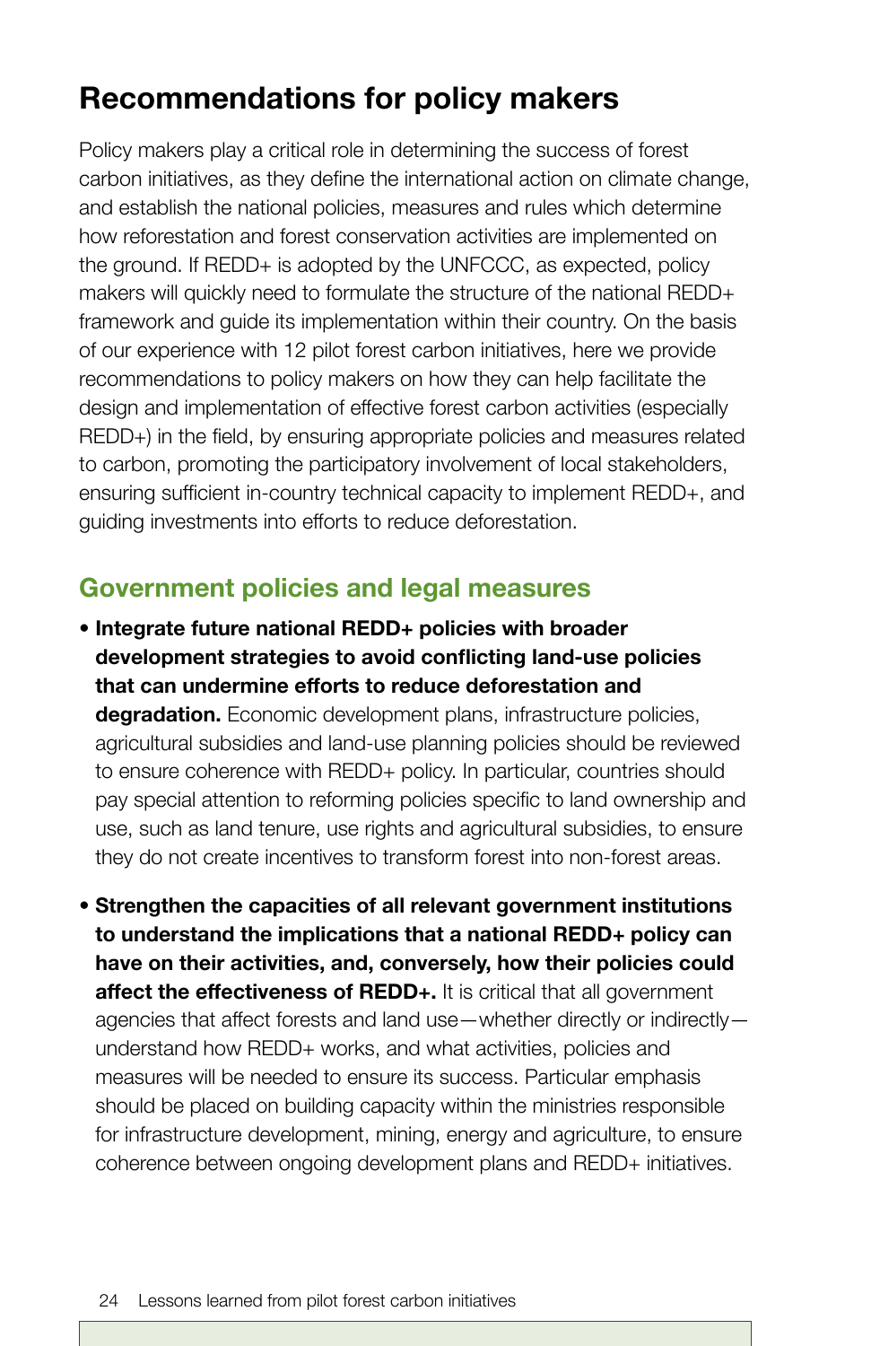# Recommendations for policy makers

Policy makers play a critical role in determining the success of forest carbon initiatives, as they define the international action on climate change, and establish the national policies, measures and rules which determine how reforestation and forest conservation activities are implemented on the ground. If REDD+ is adopted by the UNFCCC, as expected, policy makers will quickly need to formulate the structure of the national REDD+ framework and guide its implementation within their country. On the basis of our experience with 12 pilot forest carbon initiatives, here we provide recommendations to policy makers on how they can help facilitate the design and implementation of effective forest carbon activities (especially REDD+) in the field, by ensuring appropriate policies and measures related to carbon, promoting the participatory involvement of local stakeholders, ensuring sufficient in-country technical capacity to implement REDD+, and guiding investments into efforts to reduce deforestation.

## Government policies and legal measures

- **Integrate future national REDD+ policies with broader development strategies to avoid conflicting land-use policies that can undermine efforts to reduce deforestation and degradation.** Economic development plans, infrastructure policies, agricultural subsidies and land-use planning policies should be reviewed to ensure coherence with REDD+ policy. In particular, countries should pay special attention to reforming policies specific to land ownership and use, such as land tenure, use rights and agricultural subsidies, to ensure they do not create incentives to transform forest into non-forest areas.

- **Strengthen the capacities of all relevant government institutions to understand the implications that a national REDD+ policy can have on their activities, and, conversely, how their policies could affect the effectiveness of REDD+.** It is critical that all government agencies that affect forests and land use—whether directly or indirectly—understand how REDD+ works, and what activities, policies and measures will be needed to ensure its success. Particular emphasis should be placed on building capacity within the ministries responsible for infrastructure development, mining, energy and agriculture, to ensure coherence between ongoing development plans and REDD+ initiatives.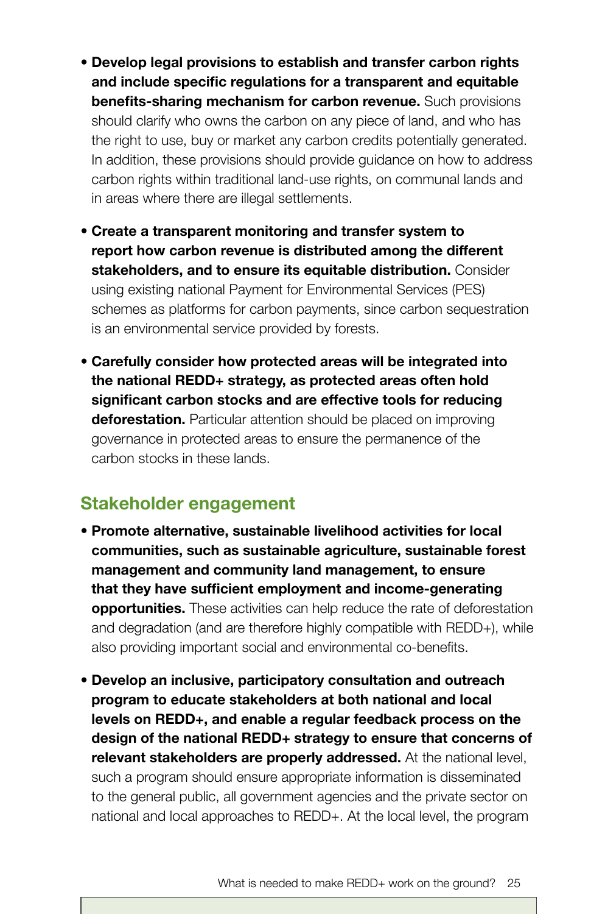- **Develop legal provisions to establish and transfer carbon rights and include specific regulations for a transparent and equitable benefits-sharing mechanism for carbon revenue.** Such provisions should clarify who owns the carbon on any piece of land, and who has the right to use, buy or market any carbon credits potentially generated. In addition, these provisions should provide guidance on how to address carbon rights within traditional land-use rights, on communal lands and in areas where there are illegal settlements.

- **Create a transparent monitoring and transfer system to report how carbon revenue is distributed among the different stakeholders, and to ensure its equitable distribution.** Consider using existing national Payment for Environmental Services (PES) schemes as platforms for carbon payments, since carbon sequestration is an environmental service provided by forests.

- **Carefully consider how protected areas will be integrated into the national REDD+ strategy, as protected areas often hold significant carbon stocks and are effective tools for reducing deforestation.** Particular attention should be placed on improving governance in protected areas to ensure the permanence of the carbon stocks in these lands.

## Stakeholder engagement

- **Promote alternative, sustainable livelihood activities for local communities, such as sustainable agriculture, sustainable forest management and community land management, to ensure that they have sufficient employment and income-generating opportunities.** These activities can help reduce the rate of deforestation and degradation (and are therefore highly compatible with REDD+), while also providing important social and environmental co-benefits.

- **Develop an inclusive, participatory consultation and outreach program to educate stakeholders at both national and local levels on REDD+, and enable a regular feedback process on the design of the national REDD+ strategy to ensure that concerns of relevant stakeholders are properly addressed.** At the national level, such a program should ensure appropriate information is disseminated to the general public, all government agencies and the private sector on national and local approaches to REDD+. At the local level, the program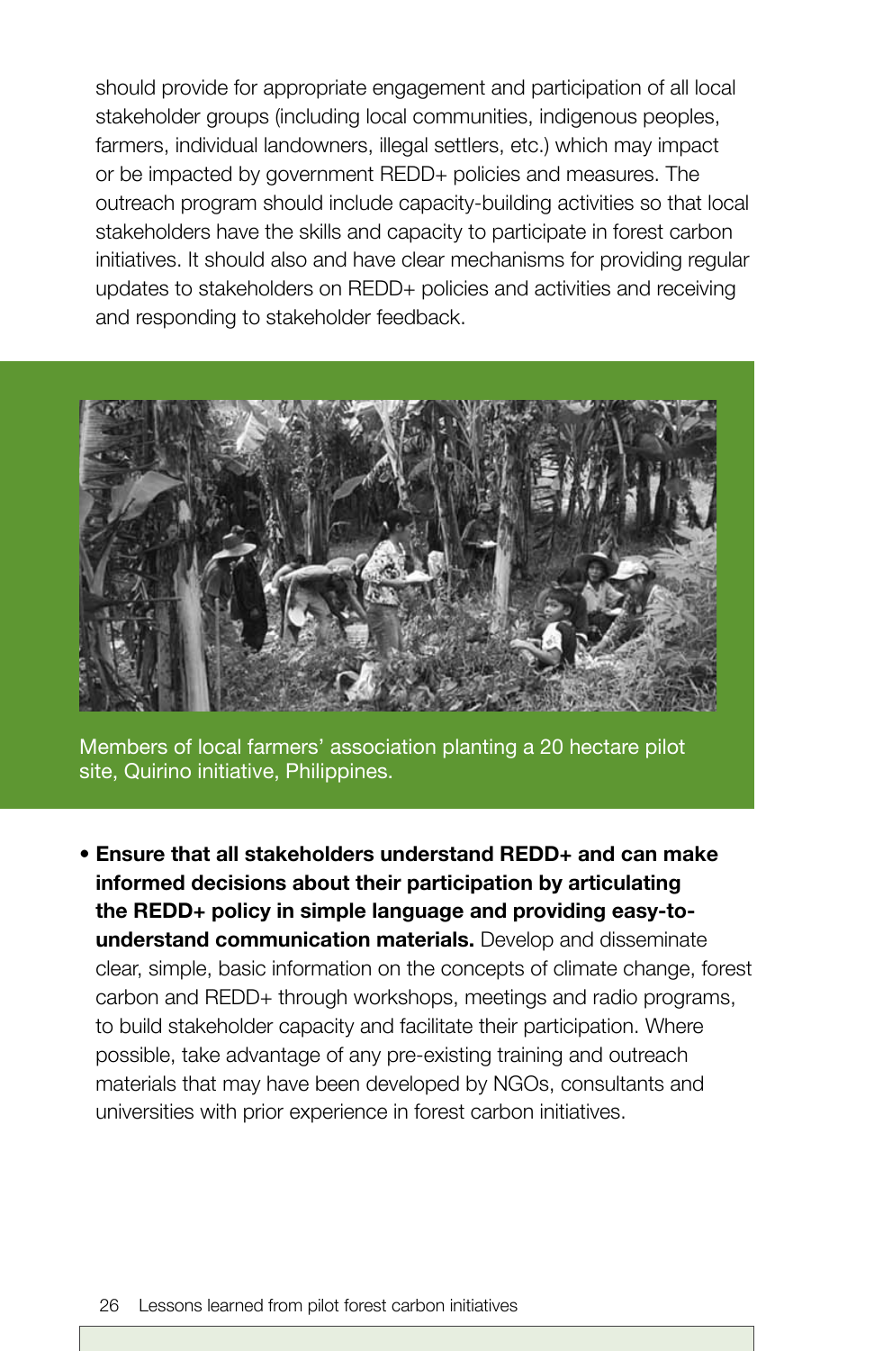should provide for appropriate engagement and participation of all local stakeholder groups (including local communities, indigenous peoples, farmers, individual landowners, illegal settlers, etc.) which may impact or be impacted by government REDD+ policies and measures. The outreach program should include capacity-building activities so that local stakeholders have the skills and capacity to participate in forest carbon initiatives. It should also and have clear mechanisms for providing regular updates to stakeholders on REDD+ policies and activities and receiving and responding to stakeholder feedback.

Members of local farmers' association planting a 20 hectare pilot site, Quirino initiative, Philippines.

- **Ensure that all stakeholders understand REDD+ and can make informed decisions about their participation by articulating the REDD+ policy in simple language and providing easy-to-understand communication materials.** Develop and disseminate clear, simple, basic information on the concepts of climate change, forest carbon and REDD+ through workshops, meetings and radio programs, to build stakeholder capacity and facilitate their participation. Where possible, take advantage of any pre-existing training and outreach materials that may have been developed by NGOs, consultants and universities with prior experience in forest carbon initiatives.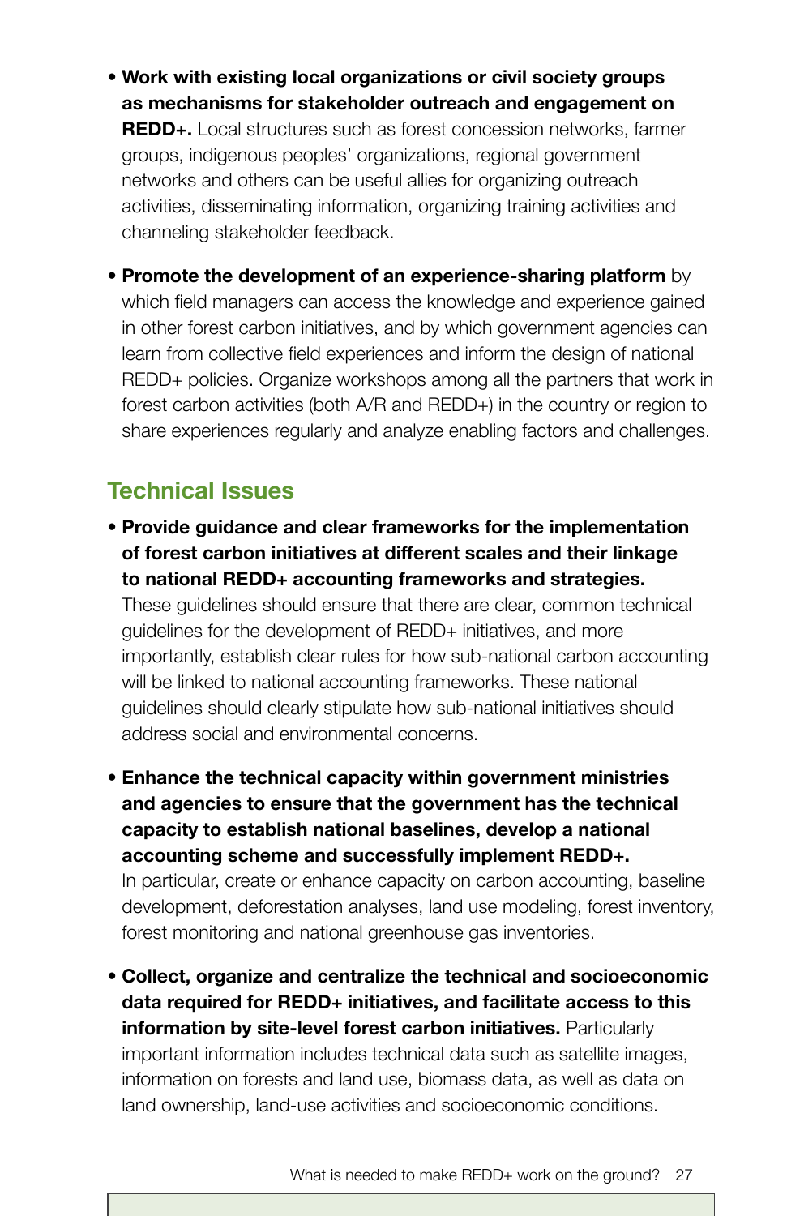- **Work with existing local organizations or civil society groups as mechanisms for stakeholder outreach and engagement on REDD+.** Local structures such as forest concession networks, farmer groups, indigenous peoples' organizations, regional government networks and others can be useful allies for organizing outreach activities, disseminating information, organizing training activities and channeling stakeholder feedback.

- **Promote the development of an experience-sharing platform** by which field managers can access the knowledge and experience gained in other forest carbon initiatives, and by which government agencies can learn from collective field experiences and inform the design of national REDD+ policies. Organize workshops among all the partners that work in forest carbon activities (both A/R and REDD+) in the country or region to share experiences regularly and analyze enabling factors and challenges.

## Technical Issues

- **Provide guidance and clear frameworks for the implementation of forest carbon initiatives at different scales and their linkage to national REDD+ accounting frameworks and strategies.** These guidelines should ensure that there are clear, common technical guidelines for the development of REDD+ initiatives, and more importantly, establish clear rules for how sub-national carbon accounting will be linked to national accounting frameworks. These national guidelines should clearly stipulate how sub-national initiatives should address social and environmental concerns.

- **Enhance the technical capacity within government ministries and agencies to ensure that the government has the technical capacity to establish national baselines, develop a national accounting scheme and successfully implement REDD+.** In particular, create or enhance capacity on carbon accounting, baseline development, deforestation analyses, land use modeling, forest inventory, forest monitoring and national greenhouse gas inventories.

- **Collect, organize and centralize the technical and socioeconomic data required for REDD+ initiatives, and facilitate access to this information by site-level forest carbon initiatives.** Particularly important information includes technical data such as satellite images, information on forests and land use, biomass data, as well as data on land ownership, land-use activities and socioeconomic conditions.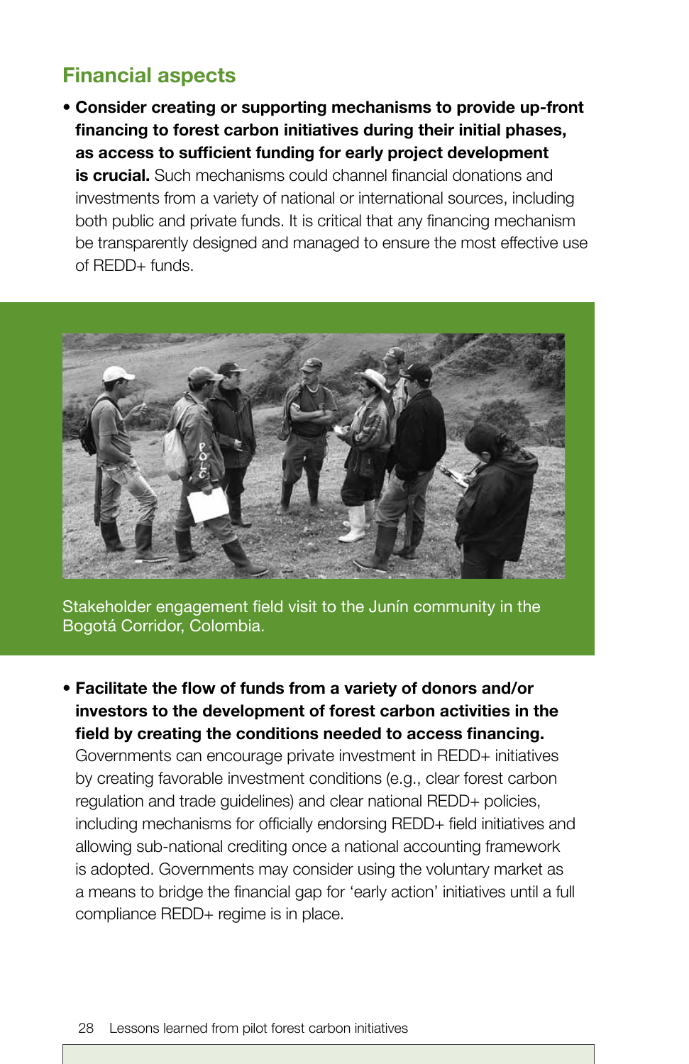## Financial aspects

- **Consider creating or supporting mechanisms to provide up-front financing to forest carbon initiatives during their initial phases, as access to sufficient funding for early project development is crucial.** Such mechanisms could channel financial donations and investments from a variety of national or international sources, including both public and private funds. It is critical that any financing mechanism be transparently designed and managed to ensure the most effective use of REDD+ funds.

Stakeholder engagement field visit to the Junín community in the Bogotá Corridor, Colombia.

- **Facilitate the flow of funds from a variety of donors and/or investors to the development of forest carbon activities in the field by creating the conditions needed to access financing.** Governments can encourage private investment in REDD+ initiatives by creating favorable investment conditions (e.g., clear forest carbon regulation and trade guidelines) and clear national REDD+ policies, including mechanisms for officially endorsing REDD+ field initiatives and allowing sub-national crediting once a national accounting framework is adopted. Governments may consider using the voluntary market as a means to bridge the financial gap for 'early action' initiatives until a full compliance REDD+ regime is in place.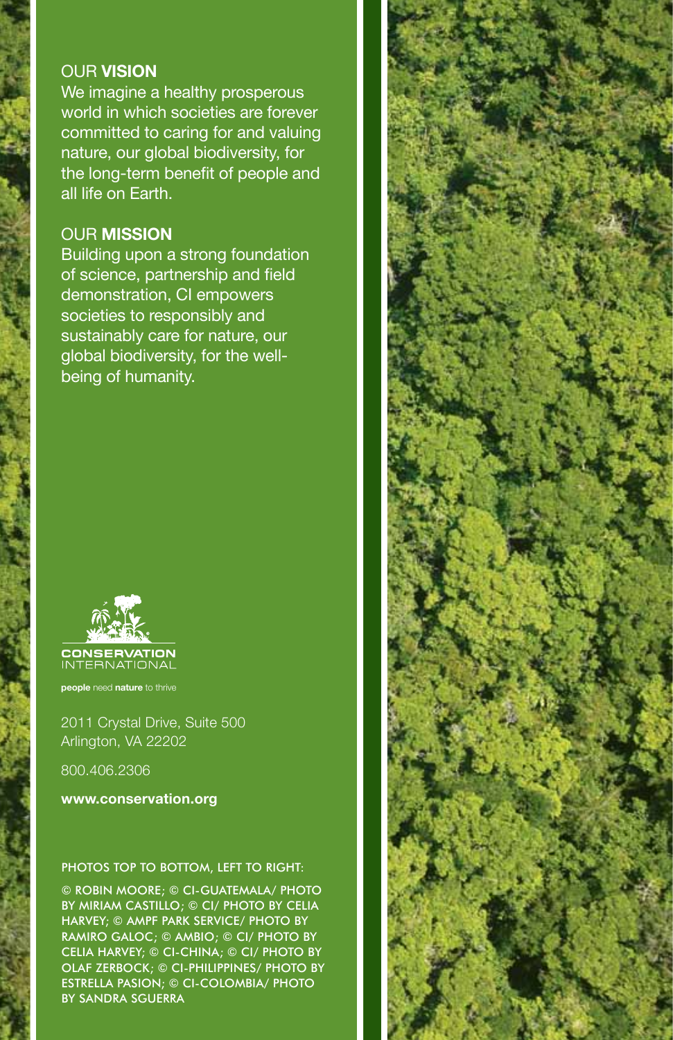## OUR **VISION**

We imagine a healthy prosperous world in which societies are forever committed to caring for and valuing nature, our global biodiversity, for the long-term benefit of people and all life on Earth.

## OUR **MISSION**

Building upon a strong foundation of science, partnership and field demonstration, CI empowers societies to responsibly and sustainably care for nature, our global biodiversity, for the well-being of humanity.

CONSERVATION INTERNATIONAL

**people** need **nature** to thrive

2011 Crystal Drive, Suite 500
Arlington, VA 22202

800.406.2306

**www.conservation.org**

PHOTOS TOP TO BOTTOM, LEFT TO RIGHT:

© ROBIN MOORE; © CI-GUATEMALA/ PHOTO BY MIRIAM CASTILLO; © CI/ PHOTO BY CELIA HARVEY; © AMPF PARK SERVICE/ PHOTO BY RAMIRO GALOC; © AMBIO; © CI/ PHOTO BY CELIA HARVEY; © CI-CHINA; © CI/ PHOTO BY OLAF ZERBOCK; © CI-PHILIPPINES/ PHOTO BY ESTRELLA PASION; © CI-COLOMBIA/ PHOTO BY SANDRA SGUERRA